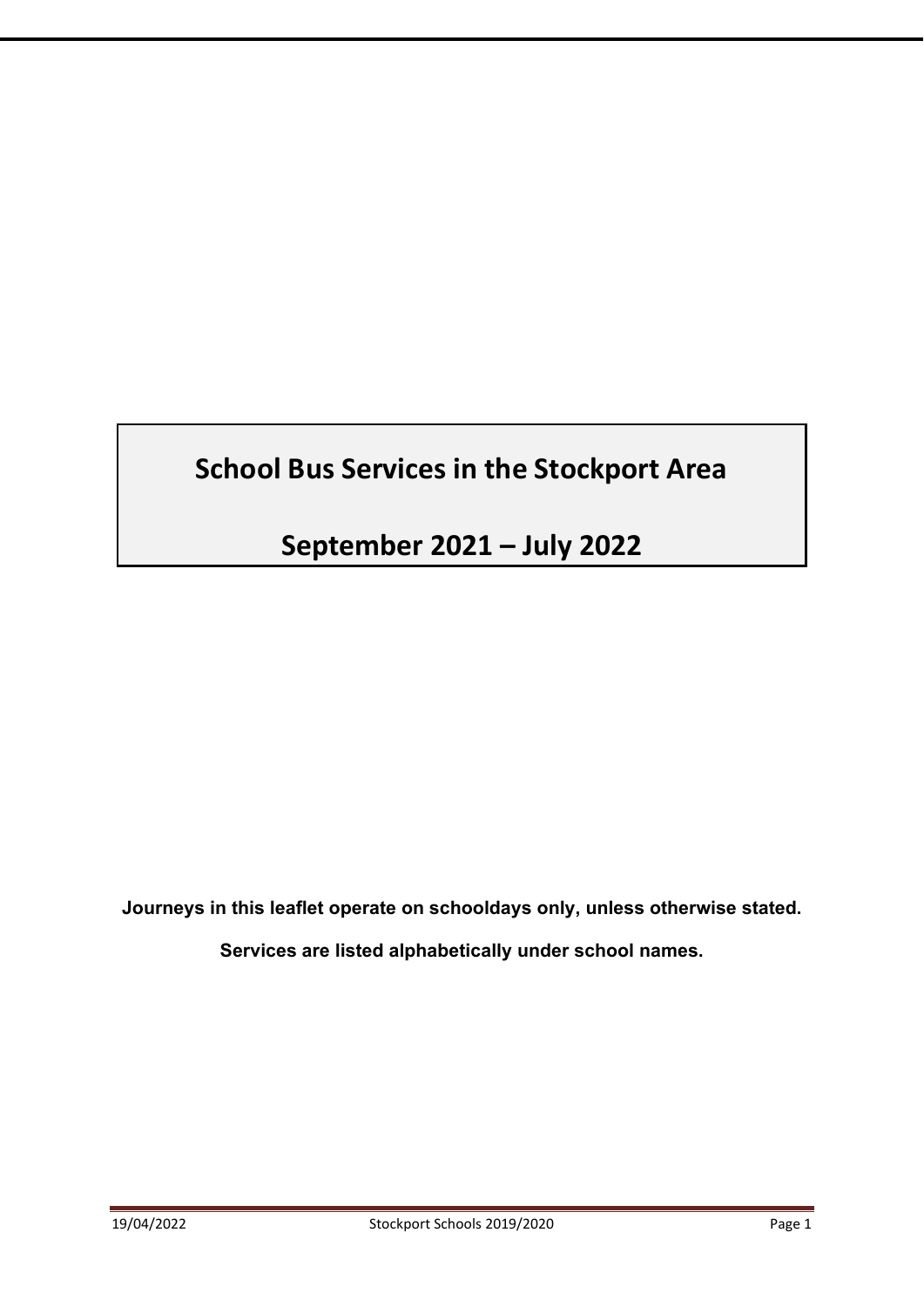# School Bus Services in the Stockport Area

# September 2021 – July 2022

**Journeys in this leaflet operate on schooldays only, unless otherwise stated.**

**Services are listed alphabetically under school names.**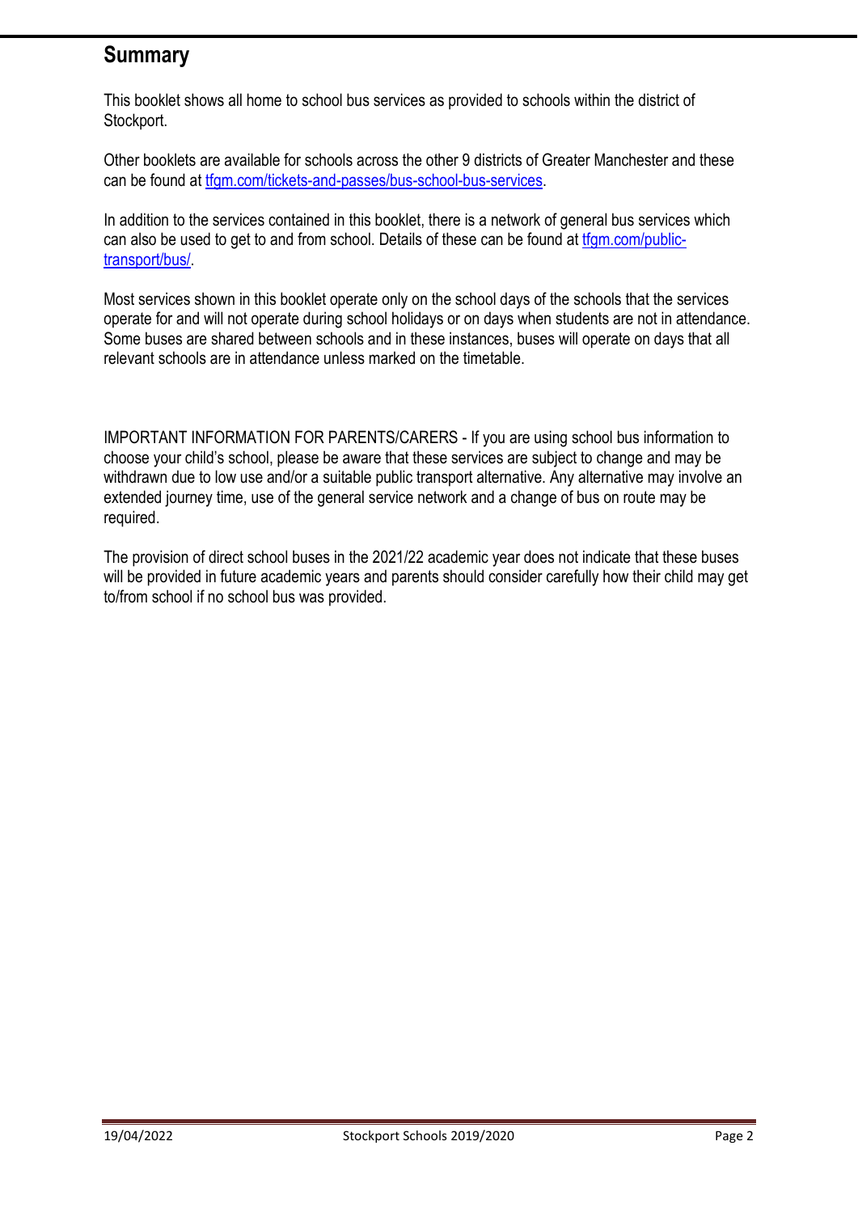## Summary

This booklet shows all home to school bus services as provided to schools within the district of Stockport.

Other booklets are available for schools across the other 9 districts of Greater Manchester and these can be found at [tfgm.com/tickets-and-passes/bus-school-bus-services](tfgm.com/tickets-and-passes/bus-school-bus-services).

In addition to the services contained in this booklet, there is a network of general bus services which can also be used to get to and from school. Details of these can be found at [tfgm.com/public-transport/bus/](tfgm.com/public-transport/bus/).

Most services shown in this booklet operate only on the school days of the schools that the services operate for and will not operate during school holidays or on days when students are not in attendance. Some buses are shared between schools and in these instances, buses will operate on days that all relevant schools are in attendance unless marked on the timetable.

IMPORTANT INFORMATION FOR PARENTS/CARERS - If you are using school bus information to choose your child's school, please be aware that these services are subject to change and may be withdrawn due to low use and/or a suitable public transport alternative. Any alternative may involve an extended journey time, use of the general service network and a change of bus on route may be required.

The provision of direct school buses in the 2021/22 academic year does not indicate that these buses will be provided in future academic years and parents should consider carefully how their child may get to/from school if no school bus was provided.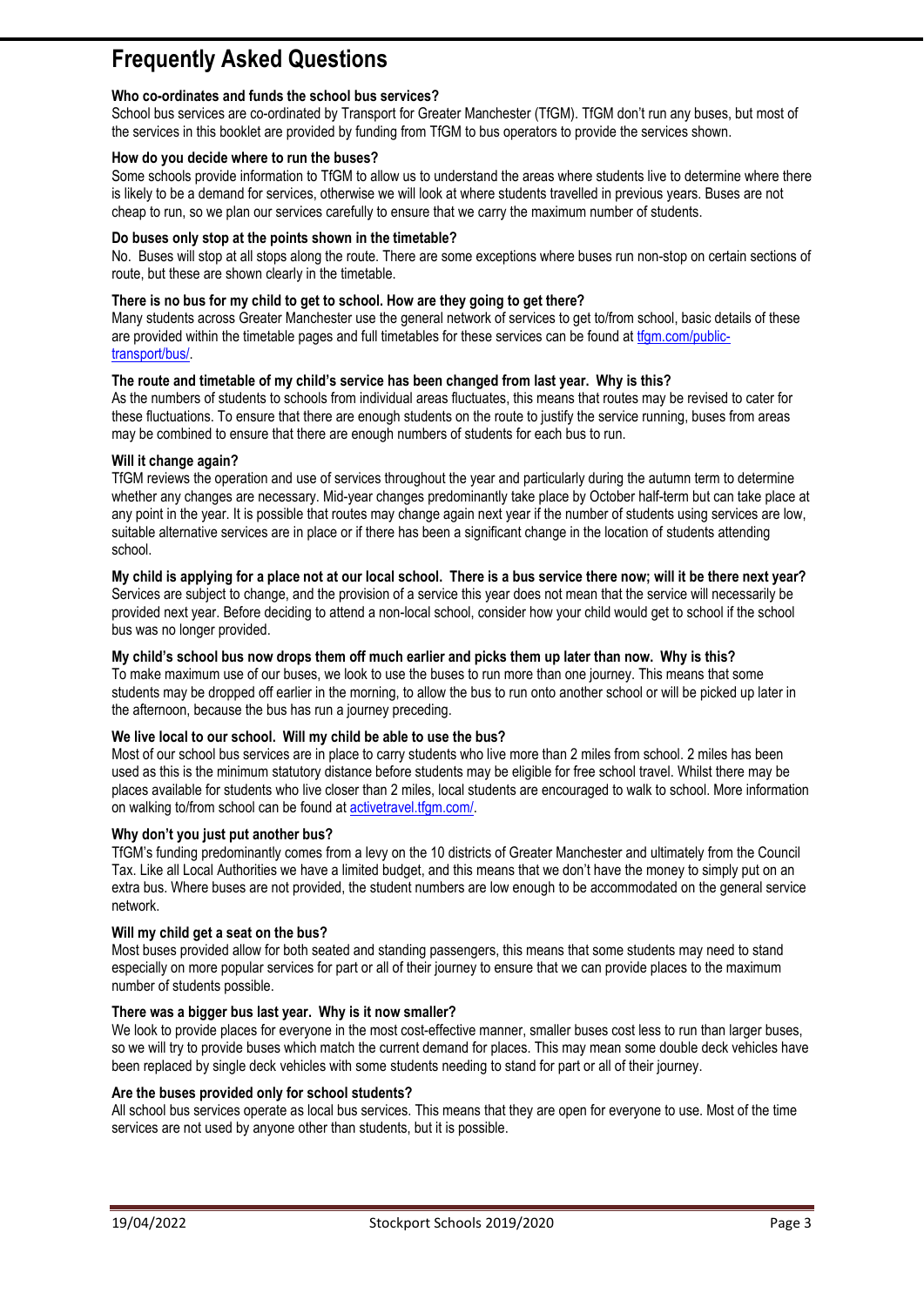# Frequently Asked Questions

**Who co-ordinates and funds the school bus services?**

School bus services are co-ordinated by Transport for Greater Manchester (TfGM). TfGM don't run any buses, but most of the services in this booklet are provided by funding from TfGM to bus operators to provide the services shown.

**How do you decide where to run the buses?**

Some schools provide information to TfGM to allow us to understand the areas where students live to determine where there is likely to be a demand for services, otherwise we will look at where students travelled in previous years. Buses are not cheap to run, so we plan our services carefully to ensure that we carry the maximum number of students.

**Do buses only stop at the points shown in the timetable?**

No. Buses will stop at all stops along the route. There are some exceptions where buses run non-stop on certain sections of route, but these are shown clearly in the timetable.

**There is no bus for my child to get to school. How are they going to get there?**

Many students across Greater Manchester use the general network of services to get to/from school, basic details of these are provided within the timetable pages and full timetables for these services can be found at [tfgm.com/public-transport/bus/](tfgm.com/public-transport/bus/).

**The route and timetable of my child's service has been changed from last year. Why is this?**

As the numbers of students to schools from individual areas fluctuates, this means that routes may be revised to cater for these fluctuations. To ensure that there are enough students on the route to justify the service running, buses from areas may be combined to ensure that there are enough numbers of students for each bus to run.

**Will it change again?**

TfGM reviews the operation and use of services throughout the year and particularly during the autumn term to determine whether any changes are necessary. Mid-year changes predominantly take place by October half-term but can take place at any point in the year. It is possible that routes may change again next year if the number of students using services are low, suitable alternative services are in place or if there has been a significant change in the location of students attending school.

**My child is applying for a place not at our local school. There is a bus service there now; will it be there next year?**

Services are subject to change, and the provision of a service this year does not mean that the service will necessarily be provided next year. Before deciding to attend a non-local school, consider how your child would get to school if the school bus was no longer provided.

**My child's school bus now drops them off much earlier and picks them up later than now. Why is this?**

To make maximum use of our buses, we look to use the buses to run more than one journey. This means that some students may be dropped off earlier in the morning, to allow the bus to run onto another school or will be picked up later in the afternoon, because the bus has run a journey preceding.

**We live local to our school. Will my child be able to use the bus?**

Most of our school bus services are in place to carry students who live more than 2 miles from school. 2 miles has been used as this is the minimum statutory distance before students may be eligible for free school travel. Whilst there may be places available for students who live closer than 2 miles, local students are encouraged to walk to school. More information on walking to/from school can be found at [activetravel.tfgm.com/](activetravel.tfgm.com/).

**Why don't you just put another bus?**

TfGM's funding predominantly comes from a levy on the 10 districts of Greater Manchester and ultimately from the Council Tax. Like all Local Authorities we have a limited budget, and this means that we don't have the money to simply put on an extra bus. Where buses are not provided, the student numbers are low enough to be accommodated on the general service network.

**Will my child get a seat on the bus?**

Most buses provided allow for both seated and standing passengers, this means that some students may need to stand especially on more popular services for part or all of their journey to ensure that we can provide places to the maximum number of students possible.

**There was a bigger bus last year. Why is it now smaller?**

We look to provide places for everyone in the most cost-effective manner, smaller buses cost less to run than larger buses, so we will try to provide buses which match the current demand for places. This may mean some double deck vehicles have been replaced by single deck vehicles with some students needing to stand for part or all of their journey.

**Are the buses provided only for school students?**

All school bus services operate as local bus services. This means that they are open for everyone to use. Most of the time services are not used by anyone other than students, but it is possible.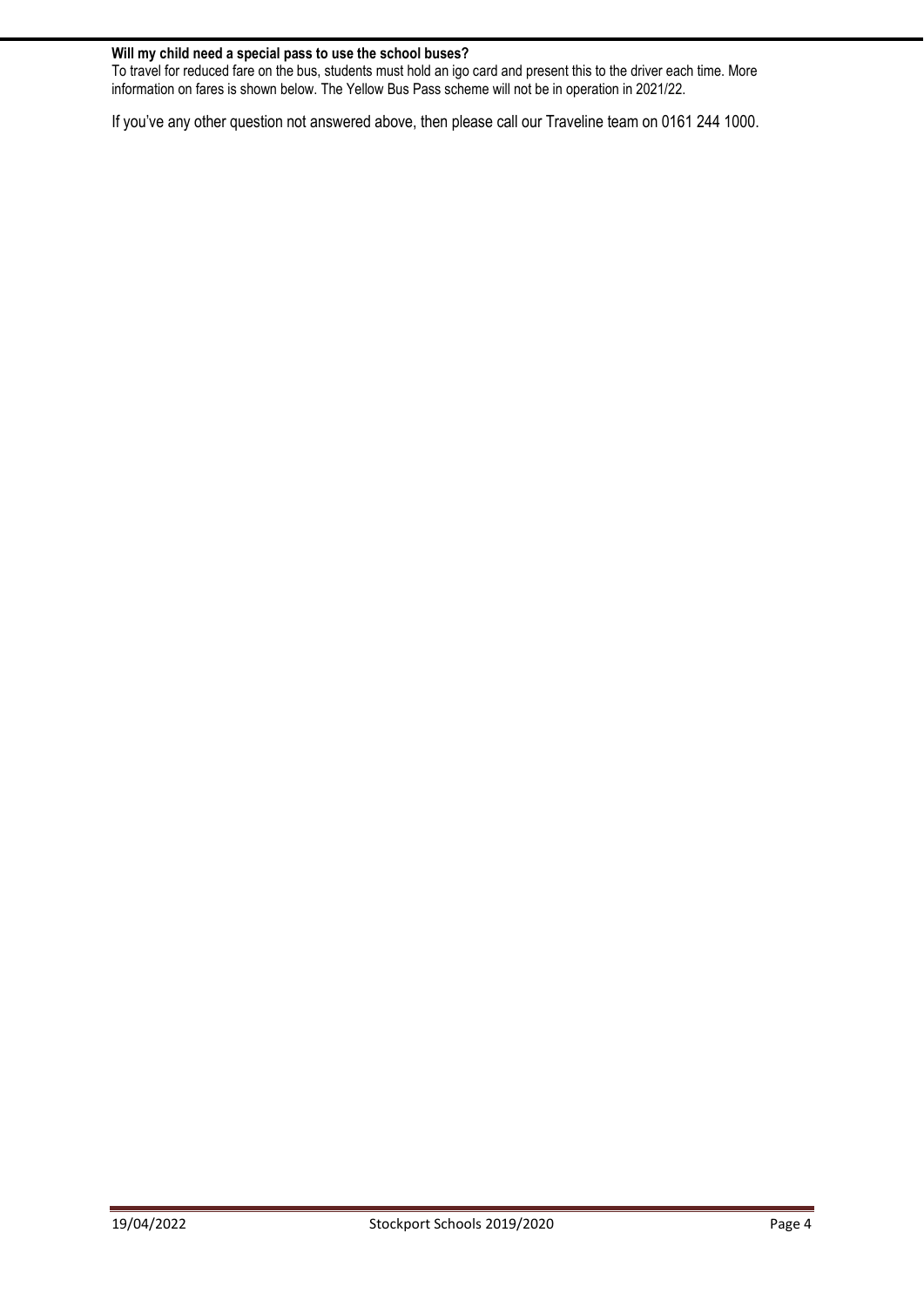**Will my child need a special pass to use the school buses?**

To travel for reduced fare on the bus, students must hold an igo card and present this to the driver each time. More information on fares is shown below. The Yellow Bus Pass scheme will not be in operation in 2021/22.

If you've any other question not answered above, then please call our Traveline team on 0161 244 1000.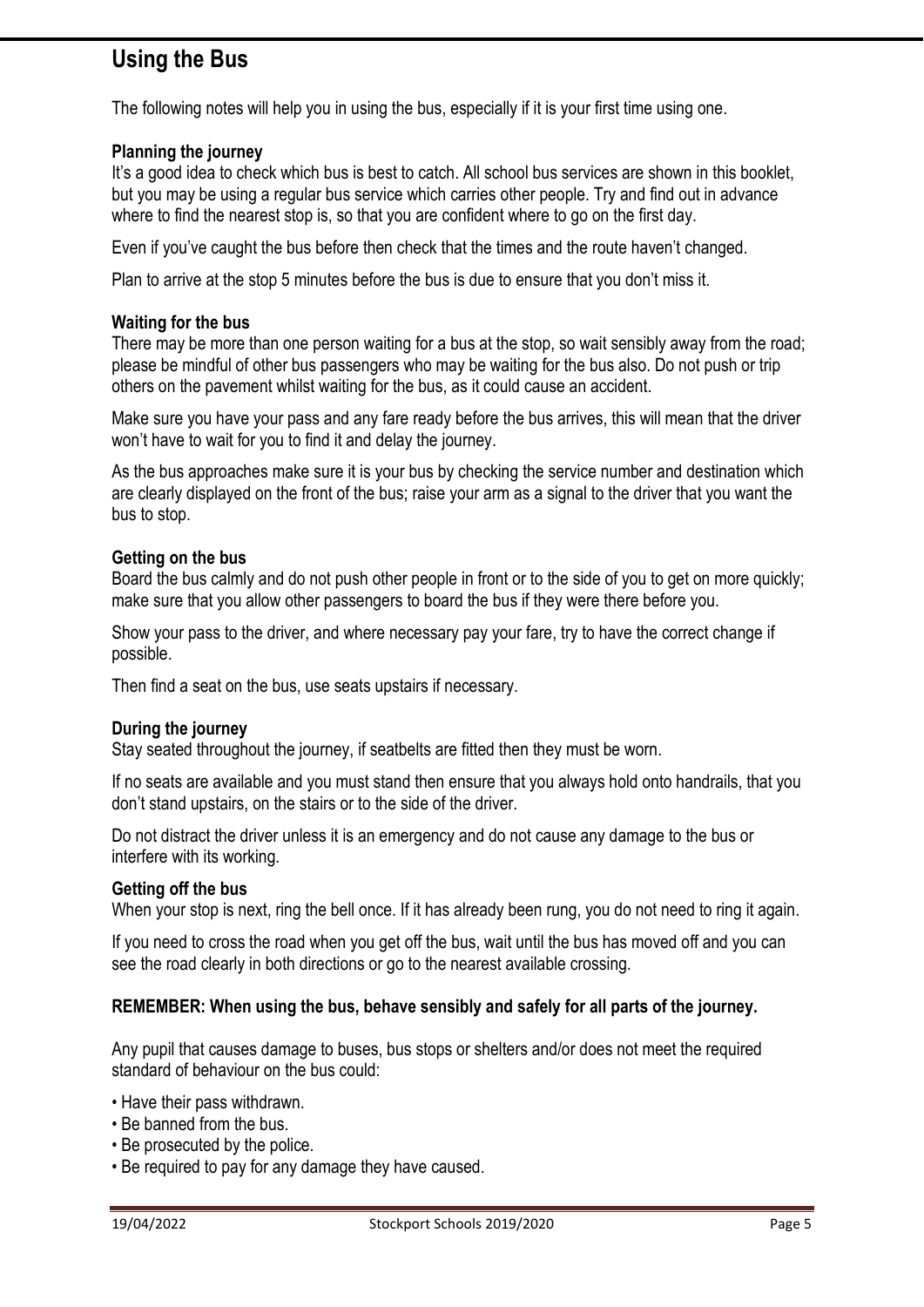# Using the Bus

The following notes will help you in using the bus, especially if it is your first time using one.

**Planning the journey**

It's a good idea to check which bus is best to catch. All school bus services are shown in this booklet, but you may be using a regular bus service which carries other people. Try and find out in advance where to find the nearest stop is, so that you are confident where to go on the first day.

Even if you've caught the bus before then check that the times and the route haven't changed.

Plan to arrive at the stop 5 minutes before the bus is due to ensure that you don't miss it.

**Waiting for the bus**

There may be more than one person waiting for a bus at the stop, so wait sensibly away from the road; please be mindful of other bus passengers who may be waiting for the bus also. Do not push or trip others on the pavement whilst waiting for the bus, as it could cause an accident.

Make sure you have your pass and any fare ready before the bus arrives, this will mean that the driver won't have to wait for you to find it and delay the journey.

As the bus approaches make sure it is your bus by checking the service number and destination which are clearly displayed on the front of the bus; raise your arm as a signal to the driver that you want the bus to stop.

**Getting on the bus**

Board the bus calmly and do not push other people in front or to the side of you to get on more quickly; make sure that you allow other passengers to board the bus if they were there before you.

Show your pass to the driver, and where necessary pay your fare, try to have the correct change if possible.

Then find a seat on the bus, use seats upstairs if necessary.

**During the journey**

Stay seated throughout the journey, if seatbelts are fitted then they must be worn.

If no seats are available and you must stand then ensure that you always hold onto handrails, that you don't stand upstairs, on the stairs or to the side of the driver.

Do not distract the driver unless it is an emergency and do not cause any damage to the bus or interfere with its working.

**Getting off the bus**

When your stop is next, ring the bell once. If it has already been rung, you do not need to ring it again.

If you need to cross the road when you get off the bus, wait until the bus has moved off and you can see the road clearly in both directions or go to the nearest available crossing.

**REMEMBER: When using the bus, behave sensibly and safely for all parts of the journey.**

Any pupil that causes damage to buses, bus stops or shelters and/or does not meet the required standard of behaviour on the bus could:

- Have their pass withdrawn.
- Be banned from the bus.
- Be prosecuted by the police.
- Be required to pay for any damage they have caused.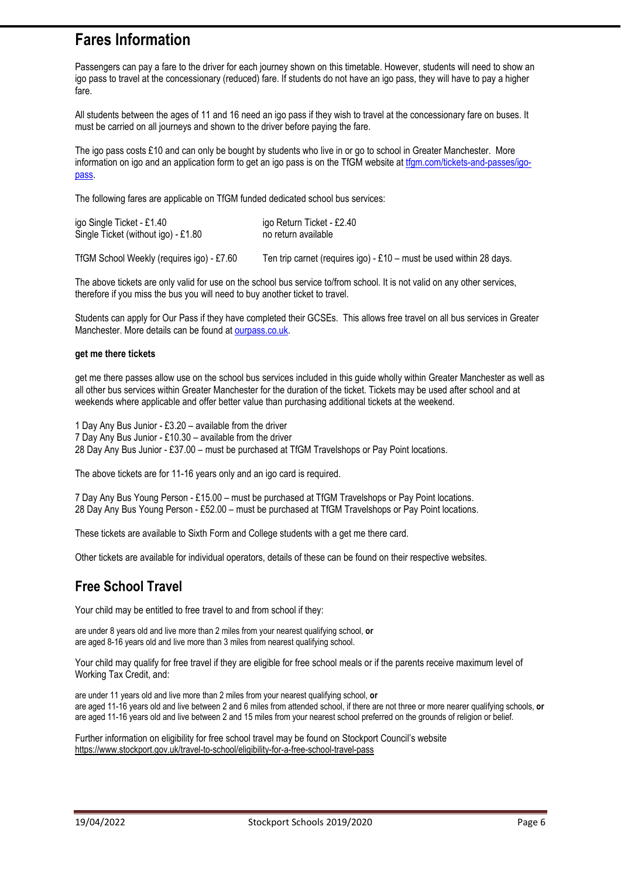## Fares Information

Passengers can pay a fare to the driver for each journey shown on this timetable. However, students will need to show an igo pass to travel at the concessionary (reduced) fare. If students do not have an igo pass, they will have to pay a higher fare.

All students between the ages of 11 and 16 need an igo pass if they wish to travel at the concessionary fare on buses. It must be carried on all journeys and shown to the driver before paying the fare.

The igo pass costs £10 and can only be bought by students who live in or go to school in Greater Manchester. More information on igo and an application form to get an igo pass is on the TfGM website at [tfgm.com/tickets-and-passes/igo-pass](tfgm.com/tickets-and-passes/igo-pass).

The following fares are applicable on TfGM funded dedicated school bus services:

| | |
|---|---|
| igo Single Ticket - £1.40 | igo Return Ticket - £2.40 |
| Single Ticket (without igo) - £1.80 | no return available |
| TfGM School Weekly (requires igo) - £7.60 | Ten trip carnet (requires igo) - £10 – must be used within 28 days. |

The above tickets are only valid for use on the school bus service to/from school. It is not valid on any other services, therefore if you miss the bus you will need to buy another ticket to travel.

Students can apply for Our Pass if they have completed their GCSEs. This allows free travel on all bus services in Greater Manchester. More details can be found at [ourpass.co.uk](ourpass.co.uk).

**get me there tickets**

get me there passes allow use on the school bus services included in this guide wholly within Greater Manchester as well as all other bus services within Greater Manchester for the duration of the ticket. Tickets may be used after school and at weekends where applicable and offer better value than purchasing additional tickets at the weekend.

1 Day Any Bus Junior - £3.20 – available from the driver
7 Day Any Bus Junior - £10.30 – available from the driver
28 Day Any Bus Junior - £37.00 – must be purchased at TfGM Travelshops or Pay Point locations.

The above tickets are for 11-16 years only and an igo card is required.

7 Day Any Bus Young Person - £15.00 – must be purchased at TfGM Travelshops or Pay Point locations.
28 Day Any Bus Young Person - £52.00 – must be purchased at TfGM Travelshops or Pay Point locations.

These tickets are available to Sixth Form and College students with a get me there card.

Other tickets are available for individual operators, details of these can be found on their respective websites.

## Free School Travel

Your child may be entitled to free travel to and from school if they:

are under 8 years old and live more than 2 miles from your nearest qualifying school, **or**
are aged 8-16 years old and live more than 3 miles from nearest qualifying school.

Your child may qualify for free travel if they are eligible for free school meals or if the parents receive maximum level of Working Tax Credit, and:

are under 11 years old and live more than 2 miles from your nearest qualifying school, **or**
are aged 11-16 years old and live between 2 and 6 miles from attended school, if there are not three or more nearer qualifying schools, **or**
are aged 11-16 years old and live between 2 and 15 miles from your nearest school preferred on the grounds of religion or belief.

Further information on eligibility for free school travel may be found on Stockport Council's website
https://www.stockport.gov.uk/travel-to-school/eligibility-for-a-free-school-travel-pass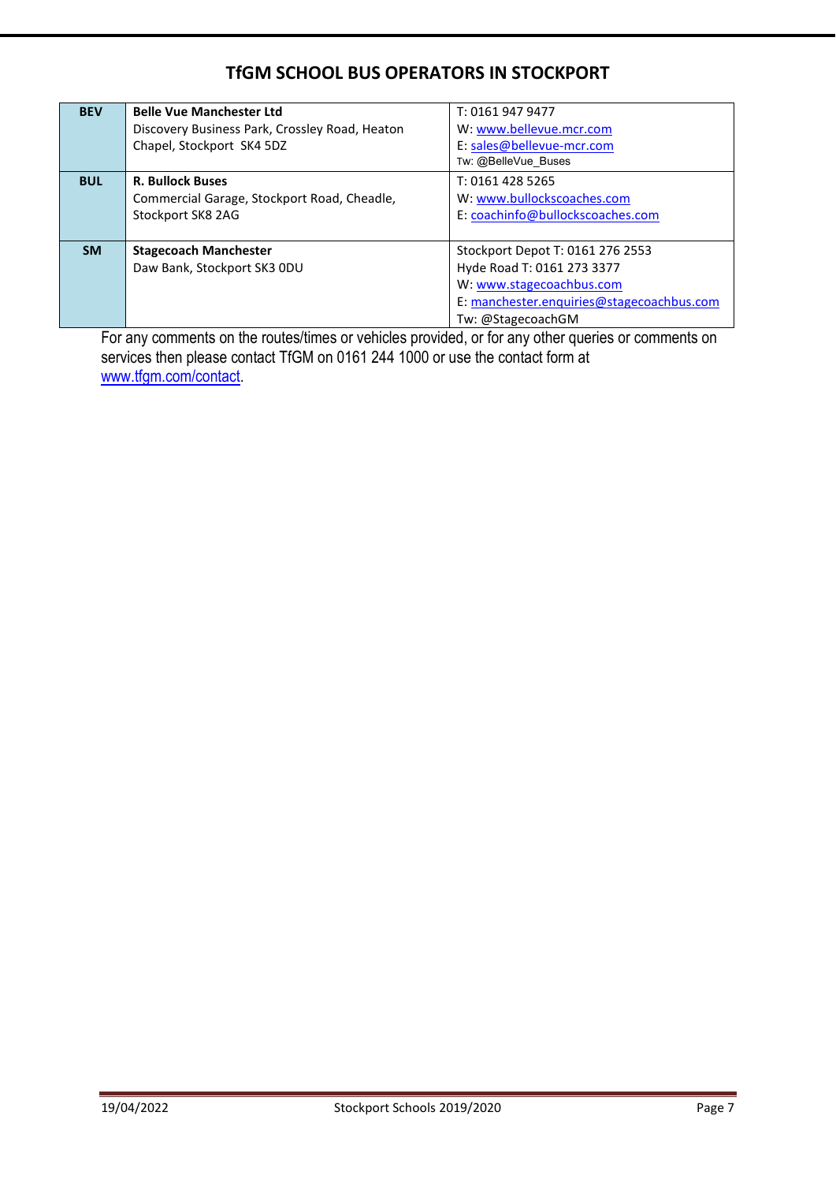## TfGM SCHOOL BUS OPERATORS IN STOCKPORT

| | | |
|---|---|---|
| **BEV** | **Belle Vue Manchester Ltd**<br>Discovery Business Park, Crossley Road, Heaton Chapel, Stockport SK4 5DZ | T: 0161 947 9477<br>W: www.bellevue.mcr.com<br>E: sales@bellevue-mcr.com<br>Tw: @BelleVue_Buses |
| **BUL** | **R. Bullock Buses**<br>Commercial Garage, Stockport Road, Cheadle, Stockport SK8 2AG | T: 0161 428 5265<br>W: www.bullockscoaches.com<br>E: coachinfo@bullockscoaches.com |
| **SM** | **Stagecoach Manchester**<br>Daw Bank, Stockport SK3 0DU | Stockport Depot T: 0161 276 2553<br>Hyde Road T: 0161 273 3377<br>W: www.stagecoachbus.com<br>E: manchester.enquiries@stagecoachbus.com<br>Tw: @StagecoachGM |

For any comments on the routes/times or vehicles provided, or for any other queries or comments on services then please contact TfGM on 0161 244 1000 or use the contact form at www.tfgm.com/contact.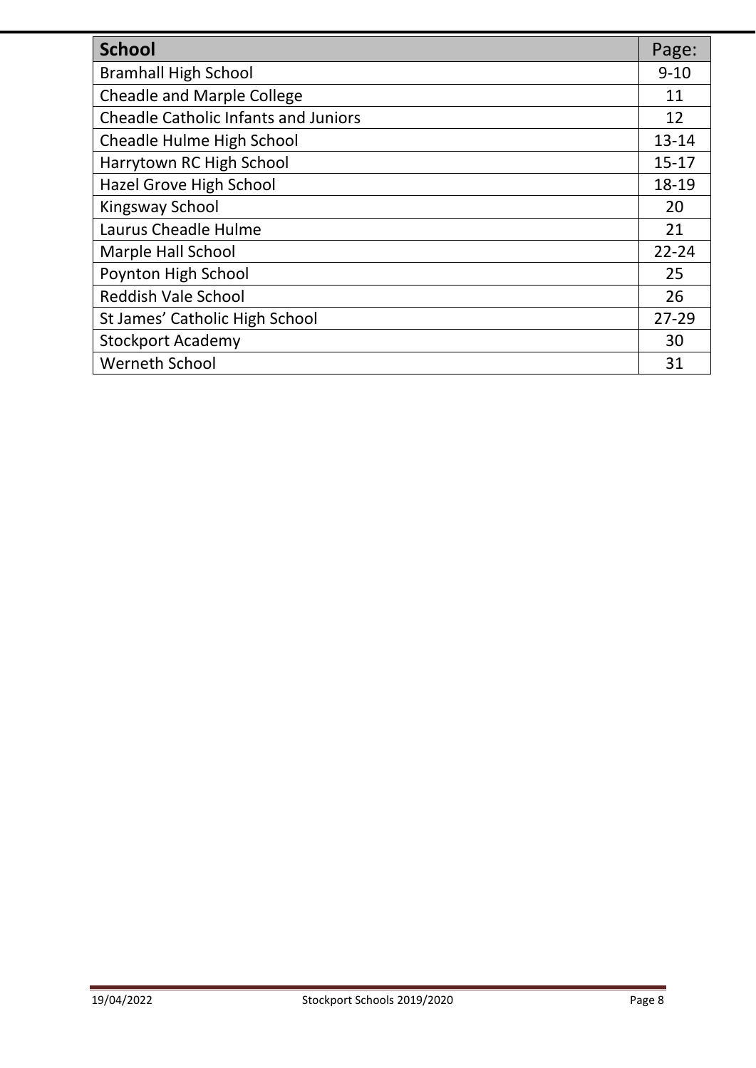| **School** | Page: |
| --- | --- |
| Bramhall High School | 9-10 |
| Cheadle and Marple College | 11 |
| Cheadle Catholic Infants and Juniors | 12 |
| Cheadle Hulme High School | 13-14 |
| Harrytown RC High School | 15-17 |
| Hazel Grove High School | 18-19 |
| Kingsway School | 20 |
| Laurus Cheadle Hulme | 21 |
| Marple Hall School | 22-24 |
| Poynton High School | 25 |
| Reddish Vale School | 26 |
| St James' Catholic High School | 27-29 |
| Stockport Academy | 30 |
| Werneth School | 31 |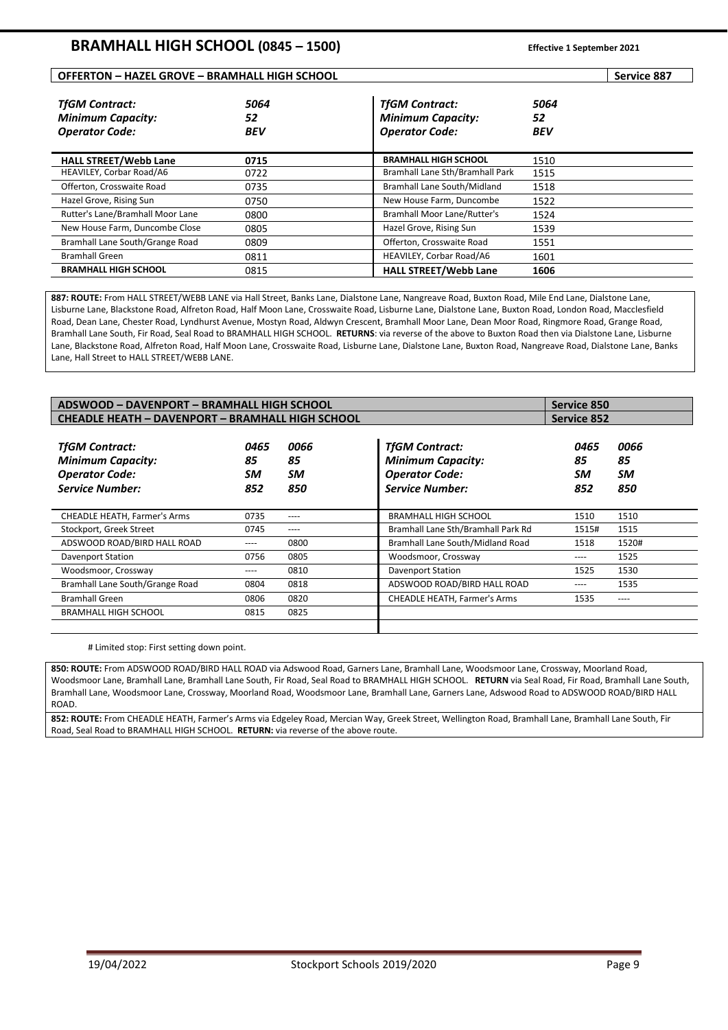# BRAMHALL HIGH SCHOOL (0845 – 1500)

**Effective 1 September 2021**

## OFFERTON – HAZEL GROVE – BRAMHALL HIGH SCHOOL — Service 887

| *TfGM Contract:* | *5064* | *TfGM Contract:* | *5064* |
|---|---|---|---|
| *Minimum Capacity:* | *52* | *Minimum Capacity:* | *52* |
| *Operator Code:* | *BEV* | *Operator Code:* | *BEV* |
| **HALL STREET/Webb Lane** | 0715 | **BRAMHALL HIGH SCHOOL** | 1510 |
| HEAVILEY, Corbar Road/A6 | 0722 | Bramhall Lane Sth/Bramhall Park | 1515 |
| Offerton, Crosswaite Road | 0735 | Bramhall Lane South/Midland | 1518 |
| Hazel Grove, Rising Sun | 0750 | New House Farm, Duncombe | 1522 |
| Rutter's Lane/Bramhall Moor Lane | 0800 | Bramhall Moor Lane/Rutter's | 1524 |
| New House Farm, Duncombe Close | 0805 | Hazel Grove, Rising Sun | 1539 |
| Bramhall Lane South/Grange Road | 0809 | Offerton, Crosswaite Road | 1551 |
| Bramhall Green | 0811 | HEAVILEY, Corbar Road/A6 | 1601 |
| **BRAMHALL HIGH SCHOOL** | 0815 | **HALL STREET/Webb Lane** | **1606** |

**887: ROUTE:** From HALL STREET/WEBB LANE via Hall Street, Banks Lane, Dialstone Lane, Nangreave Road, Buxton Road, Mile End Lane, Dialstone Lane, Lisburne Lane, Blackstone Road, Alfreton Road, Half Moon Lane, Crosswaite Road, Lisburne Lane, Dialstone Lane, Buxton Road, London Road, Macclesfield Road, Dean Lane, Chester Road, Lyndhurst Avenue, Mostyn Road, Aldwyn Crescent, Bramhall Moor Lane, Dean Moor Road, Ringmore Road, Grange Road, Bramhall Lane South, Fir Road, Seal Road to BRAMHALL HIGH SCHOOL. **RETURNS**: via reverse of the above to Buxton Road then via Dialstone Lane, Lisburne Lane, Blackstone Road, Alfreton Road, Half Moon Lane, Crosswaite Road, Lisburne Lane, Dialstone Lane, Buxton Road, Nangreave Road, Dialstone Lane, Banks Lane, Hall Street to HALL STREET/WEBB LANE.

## ADSWOOD – DAVENPORT – BRAMHALL HIGH SCHOOL — Service 850
## CHEADLE HEATH – DAVENPORT – BRAMHALL HIGH SCHOOL — Service 852

| *TfGM Contract:* | *0465* | *0066* | *TfGM Contract:* | *0465* | *0066* |
|---|---|---|---|---|---|
| *Minimum Capacity:* | *85* | *85* | *Minimum Capacity:* | *85* | *85* |
| *Operator Code:* | *SM* | *SM* | *Operator Code:* | *SM* | *SM* |
| *Service Number:* | *852* | *850* | *Service Number:* | *852* | *850* |
| CHEADLE HEATH, Farmer's Arms | 0735 | ---- | BRAMHALL HIGH SCHOOL | 1510 | 1510 |
| Stockport, Greek Street | 0745 | ---- | Bramhall Lane Sth/Bramhall Park Rd | 1515# | 1515 |
| ADSWOOD ROAD/BIRD HALL ROAD | ---- | 0800 | Bramhall Lane South/Midland Road | 1518 | 1520# |
| Davenport Station | 0756 | 0805 | Woodsmoor, Crossway | ---- | 1525 |
| Woodsmoor, Crossway | ---- | 0810 | Davenport Station | 1525 | 1530 |
| Bramhall Lane South/Grange Road | 0804 | 0818 | ADSWOOD ROAD/BIRD HALL ROAD | ---- | 1535 |
| Bramhall Green | 0806 | 0820 | CHEADLE HEATH, Farmer's Arms | 1535 | ---- |
| BRAMHALL HIGH SCHOOL | 0815 | 0825 | | | |

# Limited stop: First setting down point.

**850: ROUTE:** From ADSWOOD ROAD/BIRD HALL ROAD via Adswood Road, Garners Lane, Bramhall Lane, Woodsmoor Lane, Crossway, Moorland Road, Woodsmoor Lane, Bramhall Lane, Bramhall Lane South, Fir Road, Seal Road to BRAMHALL HIGH SCHOOL. **RETURN** via Seal Road, Fir Road, Bramhall Lane South, Bramhall Lane, Woodsmoor Lane, Crossway, Moorland Road, Woodsmoor Lane, Bramhall Lane, Garners Lane, Adswood Road to ADSWOOD ROAD/BIRD HALL ROAD.

**852: ROUTE:** From CHEADLE HEATH, Farmer's Arms via Edgeley Road, Mercian Way, Greek Street, Wellington Road, Bramhall Lane, Bramhall Lane South, Fir Road, Seal Road to BRAMHALL HIGH SCHOOL. **RETURN:** via reverse of the above route.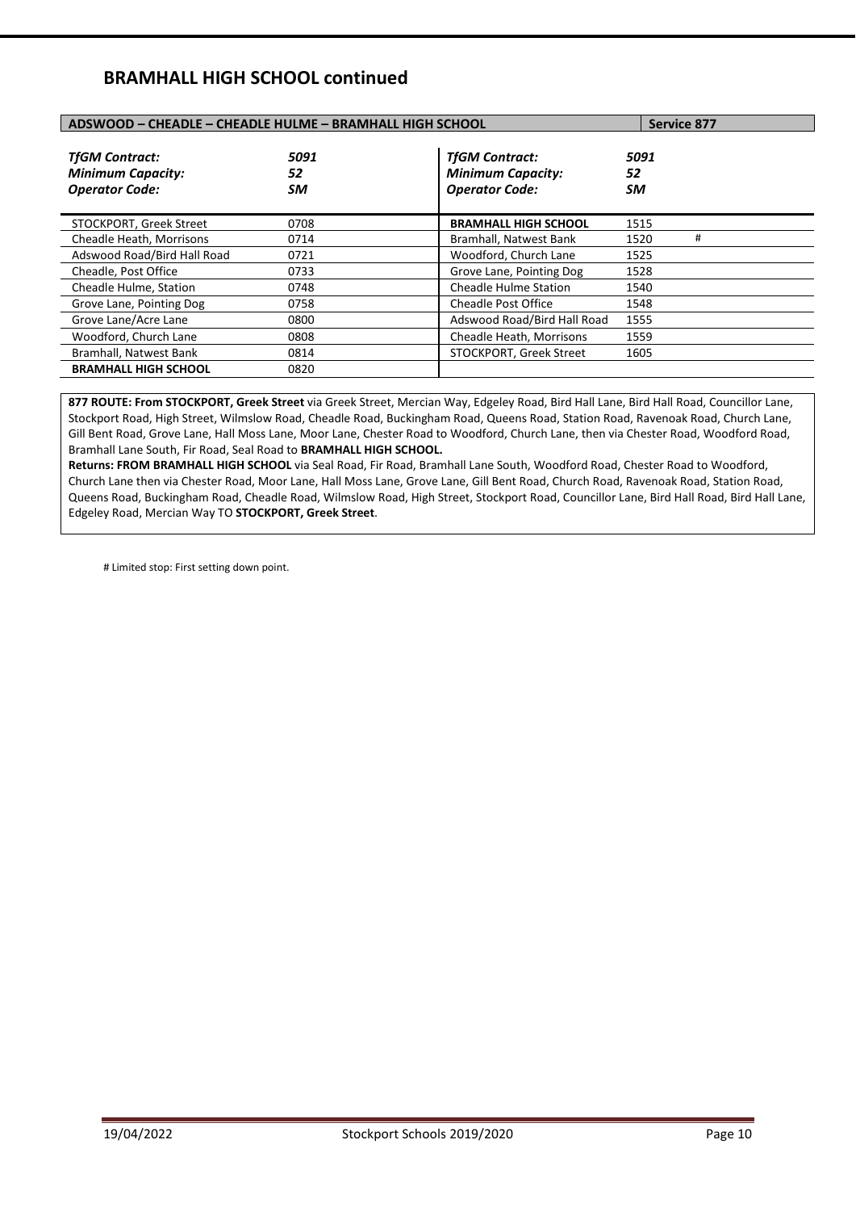## BRAMHALL HIGH SCHOOL continued

| ADSWOOD – CHEADLE – CHEADLE HULME – BRAMHALL HIGH SCHOOL | | | Service 877 | |
|---|---|---|---|---|
| ***TfGM Contract:*** | ***5091*** | ***TfGM Contract:*** | ***5091*** | |
| ***Minimum Capacity:*** | ***52*** | ***Minimum Capacity:*** | ***52*** | |
| ***Operator Code:*** | ***SM*** | ***Operator Code:*** | ***SM*** | |
| STOCKPORT, Greek Street | 0708 | **BRAMHALL HIGH SCHOOL** | 1515 | |
| Cheadle Heath, Morrisons | 0714 | Bramhall, Natwest Bank | 1520 | # |
| Adswood Road/Bird Hall Road | 0721 | Woodford, Church Lane | 1525 | |
| Cheadle, Post Office | 0733 | Grove Lane, Pointing Dog | 1528 | |
| Cheadle Hulme, Station | 0748 | Cheadle Hulme Station | 1540 | |
| Grove Lane, Pointing Dog | 0758 | Cheadle Post Office | 1548 | |
| Grove Lane/Acre Lane | 0800 | Adswood Road/Bird Hall Road | 1555 | |
| Woodford, Church Lane | 0808 | Cheadle Heath, Morrisons | 1559 | |
| Bramhall, Natwest Bank | 0814 | STOCKPORT, Greek Street | 1605 | |
| **BRAMHALL HIGH SCHOOL** | 0820 | | | |

**877 ROUTE: From STOCKPORT, Greek Street** via Greek Street, Mercian Way, Edgeley Road, Bird Hall Lane, Bird Hall Road, Councillor Lane, Stockport Road, High Street, Wilmslow Road, Cheadle Road, Buckingham Road, Queens Road, Station Road, Ravenoak Road, Church Lane, Gill Bent Road, Grove Lane, Hall Moss Lane, Moor Lane, Chester Road to Woodford, Church Lane, then via Chester Road, Woodford Road, Bramhall Lane South, Fir Road, Seal Road to **BRAMHALL HIGH SCHOOL.**

**Returns: FROM BRAMHALL HIGH SCHOOL** via Seal Road, Fir Road, Bramhall Lane South, Woodford Road, Chester Road to Woodford, Church Lane then via Chester Road, Moor Lane, Hall Moss Lane, Grove Lane, Gill Bent Road, Church Road, Ravenoak Road, Station Road, Queens Road, Buckingham Road, Cheadle Road, Wilmslow Road, High Street, Stockport Road, Councillor Lane, Bird Hall Road, Bird Hall Lane, Edgeley Road, Mercian Way TO **STOCKPORT, Greek Street**.

# Limited stop: First setting down point.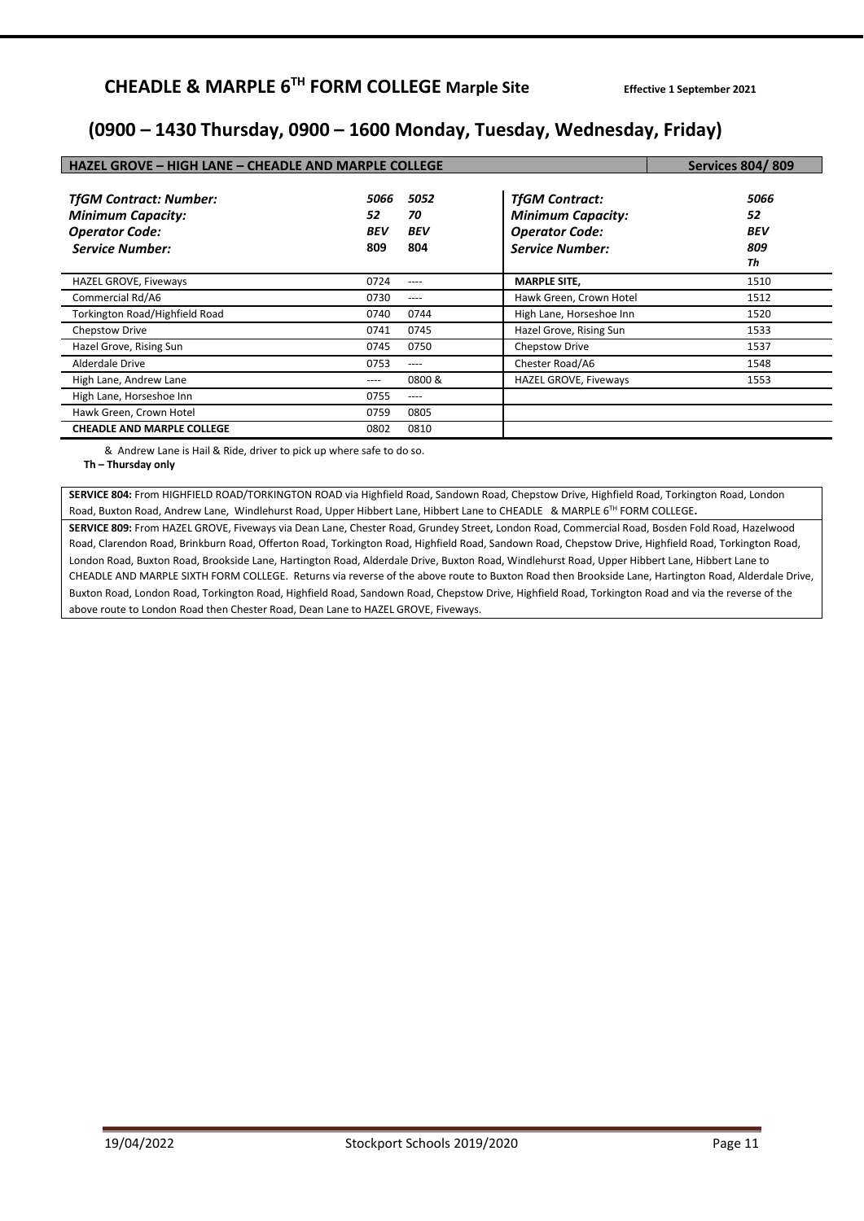## CHEADLE & MARPLE 6^TH FORM COLLEGE Marple Site

**Effective 1 September 2021**

## (0900 – 1430 Thursday, 0900 – 1600 Monday, Tuesday, Wednesday, Friday)

**HAZEL GROVE – HIGH LANE – CHEADLE AND MARPLE COLLEGE** | **Services 804/ 809**

| *TfGM Contract: Number:* | *5066* | *5052* |
|---|---|---|
| *Minimum Capacity:* | *52* | *70* |
| *Operator Code:* | *BEV* | *BEV* |
| *Service Number:* | **809** | **804** |
| HAZEL GROVE, Fiveways | 0724 | ---- |
| Commercial Rd/A6 | 0730 | ---- |
| Torkington Road/Highfield Road | 0740 | 0744 |
| Chepstow Drive | 0741 | 0745 |
| Hazel Grove, Rising Sun | 0745 | 0750 |
| Alderdale Drive | 0753 | ---- |
| High Lane, Andrew Lane | ---- | 0800 & |
| High Lane, Horseshoe Inn | 0755 | ---- |
| Hawk Green, Crown Hotel | 0759 | 0805 |
| **CHEADLE AND MARPLE COLLEGE** | 0802 | 0810 |

| *TfGM Contract:* | *5066* |
|---|---|
| *Minimum Capacity:* | *52* |
| *Operator Code:* | *BEV* |
| *Service Number:* | *809 Th* |
| **MARPLE SITE,** | 1510 |
| Hawk Green, Crown Hotel | 1512 |
| High Lane, Horseshoe Inn | 1520 |
| Hazel Grove, Rising Sun | 1533 |
| Chepstow Drive | 1537 |
| Chester Road/A6 | 1548 |
| HAZEL GROVE, Fiveways | 1553 |

& Andrew Lane is Hail & Ride, driver to pick up where safe to do so.

**Th – Thursday only**

**SERVICE 804:** From HIGHFIELD ROAD/TORKINGTON ROAD via Highfield Road, Sandown Road, Chepstow Drive, Highfield Road, Torkington Road, London Road, Buxton Road, Andrew Lane, Windlehurst Road, Upper Hibbert Lane, Hibbert Lane to CHEADLE & MARPLE 6^TH FORM COLLEGE**.**

**SERVICE 809:** From HAZEL GROVE, Fiveways via Dean Lane, Chester Road, Grundey Street, London Road, Commercial Road, Bosden Fold Road, Hazelwood Road, Clarendon Road, Brinkburn Road, Offerton Road, Torkington Road, Highfield Road, Sandown Road, Chepstow Drive, Highfield Road, Torkington Road, London Road, Buxton Road, Brookside Lane, Hartington Road, Alderdale Drive, Buxton Road, Windlehurst Road, Upper Hibbert Lane, Hibbert Lane to CHEADLE AND MARPLE SIXTH FORM COLLEGE. Returns via reverse of the above route to Buxton Road then Brookside Lane, Hartington Road, Alderdale Drive, Buxton Road, London Road, Torkington Road, Highfield Road, Sandown Road, Chepstow Drive, Highfield Road, Torkington Road and via the reverse of the above route to London Road then Chester Road, Dean Lane to HAZEL GROVE, Fiveways.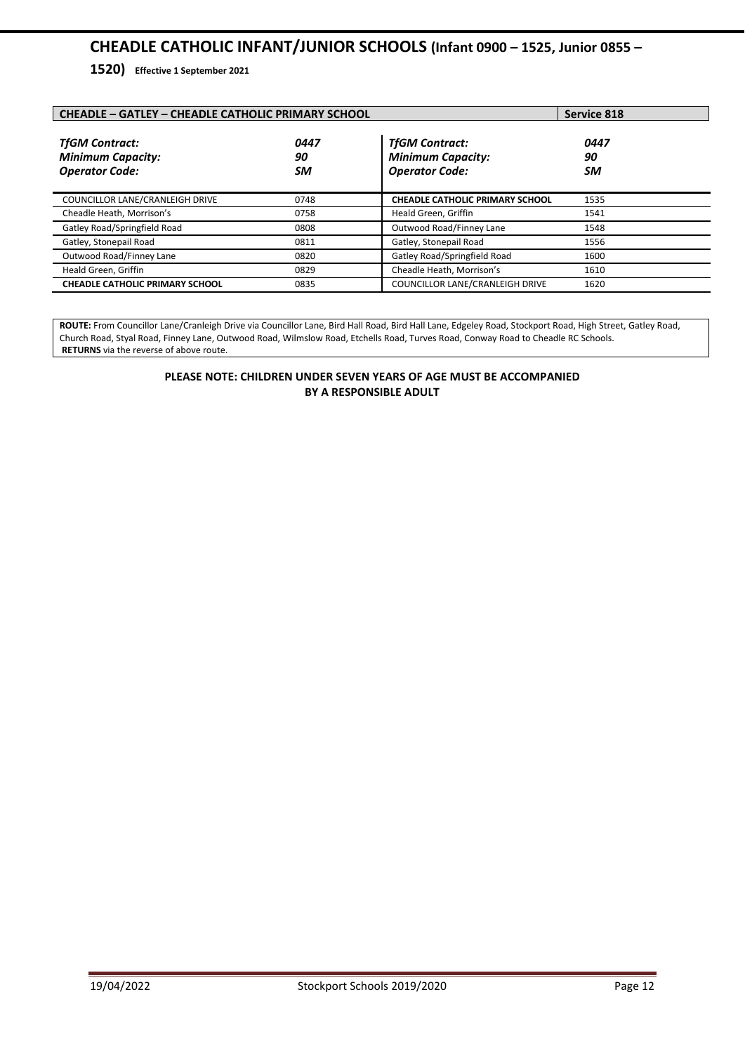# CHEADLE CATHOLIC INFANT/JUNIOR SCHOOLS (Infant 0900 – 1525, Junior 0855 – 1520) Effective 1 September 2021

| CHEADLE – GATLEY – CHEADLE CATHOLIC PRIMARY SCHOOL | | | Service 818 |
|---|---|---|---|
| *TfGM Contract:* | *0447* | *TfGM Contract:* | *0447* |
| *Minimum Capacity:* | *90* | *Minimum Capacity:* | *90* |
| *Operator Code:* | *SM* | *Operator Code:* | *SM* |
| COUNCILLOR LANE/CRANLEIGH DRIVE | 0748 | **CHEADLE CATHOLIC PRIMARY SCHOOL** | 1535 |
| Cheadle Heath, Morrison's | 0758 | Heald Green, Griffin | 1541 |
| Gatley Road/Springfield Road | 0808 | Outwood Road/Finney Lane | 1548 |
| Gatley, Stonepail Road | 0811 | Gatley, Stonepail Road | 1556 |
| Outwood Road/Finney Lane | 0820 | Gatley Road/Springfield Road | 1600 |
| Heald Green, Griffin | 0829 | Cheadle Heath, Morrison's | 1610 |
| **CHEADLE CATHOLIC PRIMARY SCHOOL** | 0835 | COUNCILLOR LANE/CRANLEIGH DRIVE | 1620 |

**ROUTE:** From Councillor Lane/Cranleigh Drive via Councillor Lane, Bird Hall Road, Bird Hall Lane, Edgeley Road, Stockport Road, High Street, Gatley Road, Church Road, Styal Road, Finney Lane, Outwood Road, Wilmslow Road, Etchells Road, Turves Road, Conway Road to Cheadle RC Schools.
**RETURNS** via the reverse of above route.

**PLEASE NOTE: CHILDREN UNDER SEVEN YEARS OF AGE MUST BE ACCOMPANIED BY A RESPONSIBLE ADULT**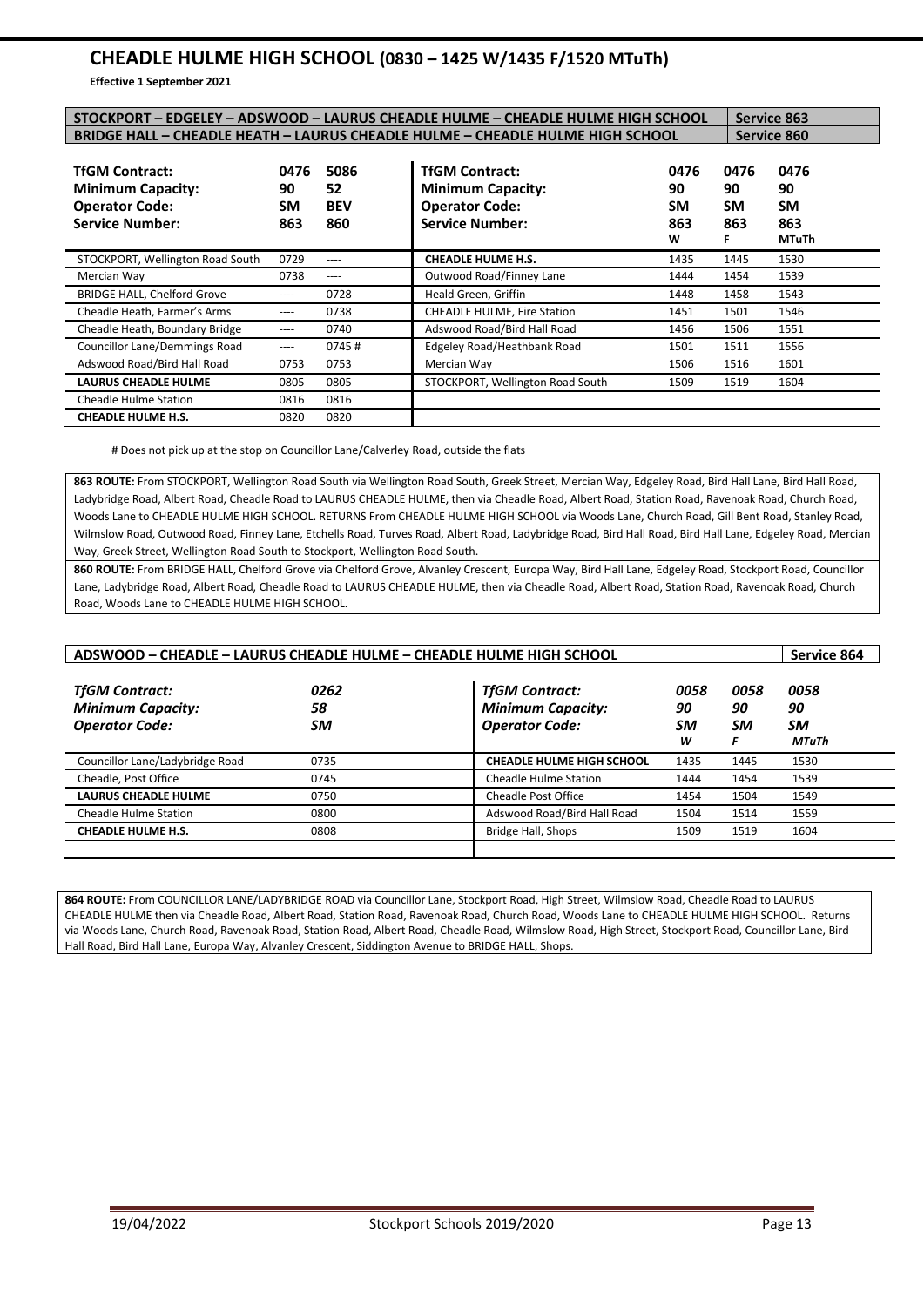# CHEADLE HULME HIGH SCHOOL (0830 – 1425 W/1435 F/1520 MTuTh)

**Effective 1 September 2021**

| STOCKPORT – EDGELEY – ADSWOOD – LAURUS CHEADLE HULME – CHEADLE HULME HIGH SCHOOL | Service 863 |
|---|---|
| **BRIDGE HALL – CHEADLE HEATH – LAURUS CHEADLE HULME – CHEADLE HULME HIGH SCHOOL** | **Service 860** |

| TfGM Contract: | 0476 | 5086 |
|---|---|---|
| **Minimum Capacity:** | **90** | **52** |
| **Operator Code:** | **SM** | **BEV** |
| **Service Number:** | **863** | **860** |
| STOCKPORT, Wellington Road South | 0729 | ---- |
| Mercian Way | 0738 | ---- |
| BRIDGE HALL, Chelford Grove | ---- | 0728 |
| Cheadle Heath, Farmer's Arms | ---- | 0738 |
| Cheadle Heath, Boundary Bridge | ---- | 0740 |
| Councillor Lane/Demmings Road | ---- | 0745 # |
| Adswood Road/Bird Hall Road | 0753 | 0753 |
| **LAURUS CHEADLE HULME** | 0805 | 0805 |
| Cheadle Hulme Station | 0816 | 0816 |
| **CHEADLE HULME H.S.** | 0820 | 0820 |

| TfGM Contract: | 0476 | 0476 | 0476 |
|---|---|---|---|
| **Minimum Capacity:** | **90** | **90** | **90** |
| **Operator Code:** | **SM** | **SM** | **SM** |
| **Service Number:** | **863 W** | **863 F** | **863 MTuTh** |
| **CHEADLE HULME H.S.** | 1435 | 1445 | 1530 |
| Outwood Road/Finney Lane | 1444 | 1454 | 1539 |
| Heald Green, Griffin | 1448 | 1458 | 1543 |
| CHEADLE HULME, Fire Station | 1451 | 1501 | 1546 |
| Adswood Road/Bird Hall Road | 1456 | 1506 | 1551 |
| Edgeley Road/Heathbank Road | 1501 | 1511 | 1556 |
| Mercian Way | 1506 | 1516 | 1601 |
| STOCKPORT, Wellington Road South | 1509 | 1519 | 1604 |

# Does not pick up at the stop on Councillor Lane/Calverley Road, outside the flats

**863 ROUTE:** From STOCKPORT, Wellington Road South via Wellington Road South, Greek Street, Mercian Way, Edgeley Road, Bird Hall Lane, Bird Hall Road, Ladybridge Road, Albert Road, Cheadle Road to LAURUS CHEADLE HULME, then via Cheadle Road, Albert Road, Station Road, Ravenoak Road, Church Road, Woods Lane to CHEADLE HULME HIGH SCHOOL. RETURNS From CHEADLE HULME HIGH SCHOOL via Woods Lane, Church Road, Gill Bent Road, Stanley Road, Wilmslow Road, Outwood Road, Finney Lane, Etchells Road, Turves Road, Albert Road, Ladybridge Road, Bird Hall Road, Bird Hall Lane, Edgeley Road, Mercian Way, Greek Street, Wellington Road South to Stockport, Wellington Road South.

**860 ROUTE:** From BRIDGE HALL, Chelford Grove via Chelford Grove, Alvanley Crescent, Europa Way, Bird Hall Lane, Edgeley Road, Stockport Road, Councillor Lane, Ladybridge Road, Albert Road, Cheadle Road to LAURUS CHEADLE HULME, then via Cheadle Road, Albert Road, Station Road, Ravenoak Road, Church Road, Woods Lane to CHEADLE HULME HIGH SCHOOL.

| ADSWOOD – CHEADLE – LAURUS CHEADLE HULME – CHEADLE HULME HIGH SCHOOL | Service 864 |
|---|---|

| *TfGM Contract:* | *0262* |
|---|---|
| ***Minimum Capacity:*** | ***58*** |
| ***Operator Code:*** | ***SM*** |
| Councillor Lane/Ladybridge Road | 0735 |
| Cheadle, Post Office | 0745 |
| **LAURUS CHEADLE HULME** | 0750 |
| Cheadle Hulme Station | 0800 |
| **CHEADLE HULME H.S.** | 0808 |

| *TfGM Contract:* | *0058* | *0058* | *0058* |
|---|---|---|---|
| ***Minimum Capacity:*** | ***90*** | ***90*** | ***90*** |
| ***Operator Code:*** | ***SM W*** | ***SM F*** | ***SM MTuTh*** |
| **CHEADLE HULME HIGH SCHOOL** | 1435 | 1445 | 1530 |
| Cheadle Hulme Station | 1444 | 1454 | 1539 |
| Cheadle Post Office | 1454 | 1504 | 1549 |
| Adswood Road/Bird Hall Road | 1504 | 1514 | 1559 |
| Bridge Hall, Shops | 1509 | 1519 | 1604 |

**864 ROUTE:** From COUNCILLOR LANE/LADYBRIDGE ROAD via Councillor Lane, Stockport Road, High Street, Wilmslow Road, Cheadle Road to LAURUS CHEADLE HULME then via Cheadle Road, Albert Road, Station Road, Ravenoak Road, Church Road, Woods Lane to CHEADLE HULME HIGH SCHOOL. Returns via Woods Lane, Church Road, Ravenoak Road, Station Road, Albert Road, Cheadle Road, Wilmslow Road, High Street, Stockport Road, Councillor Lane, Bird Hall Road, Bird Hall Lane, Europa Way, Alvanley Crescent, Siddington Avenue to BRIDGE HALL, Shops.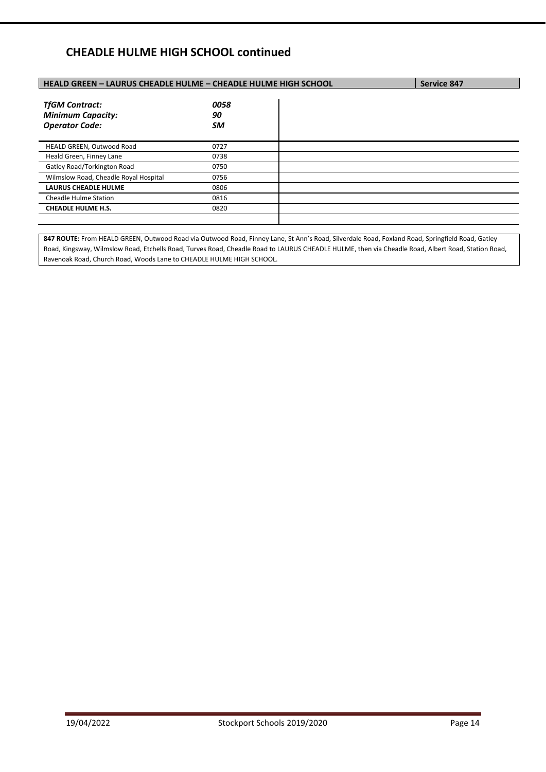## CHEADLE HULME HIGH SCHOOL continued

| HEALD GREEN – LAURUS CHEADLE HULME – CHEADLE HULME HIGH SCHOOL | | Service 847 |
|---|---|---|
| ***TfGM Contract:*** | ***0058*** | |
| ***Minimum Capacity:*** | ***90*** | |
| ***Operator Code:*** | ***SM*** | |
| HEALD GREEN, Outwood Road | 0727 | |
| Heald Green, Finney Lane | 0738 | |
| Gatley Road/Torkington Road | 0750 | |
| Wilmslow Road, Cheadle Royal Hospital | 0756 | |
| **LAURUS CHEADLE HULME** | 0806 | |
| Cheadle Hulme Station | 0816 | |
| **CHEADLE HULME H.S.** | 0820 | |

**847 ROUTE:** From HEALD GREEN, Outwood Road via Outwood Road, Finney Lane, St Ann's Road, Silverdale Road, Foxland Road, Springfield Road, Gatley Road, Kingsway, Wilmslow Road, Etchells Road, Turves Road, Cheadle Road to LAURUS CHEADLE HULME, then via Cheadle Road, Albert Road, Station Road, Ravenoak Road, Church Road, Woods Lane to CHEADLE HULME HIGH SCHOOL.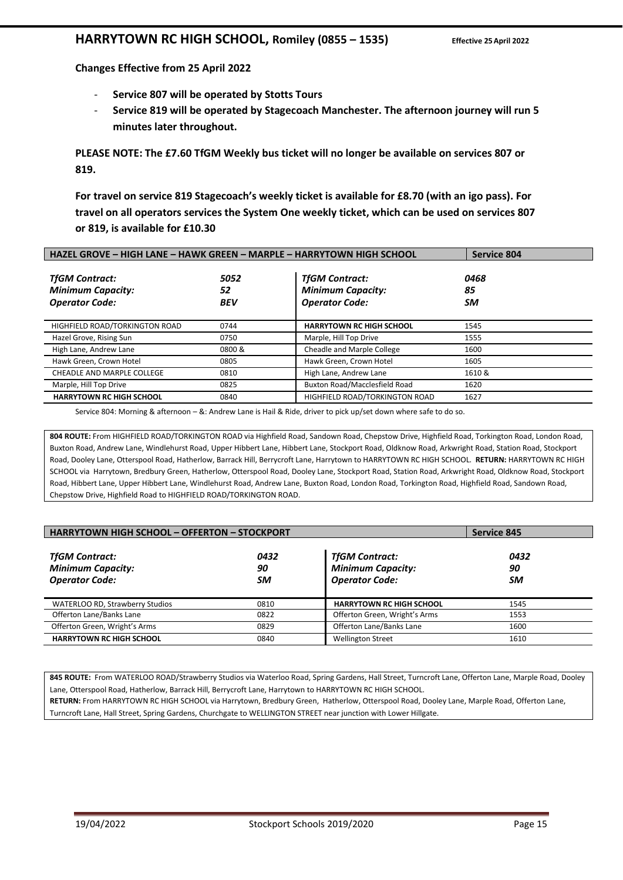## HARRYTOWN RC HIGH SCHOOL, Romiley (0855 – 1535) Effective 25 April 2022

**Changes Effective from 25 April 2022**

- **Service 807 will be operated by Stotts Tours**
- **Service 819 will be operated by Stagecoach Manchester. The afternoon journey will run 5 minutes later throughout.**

**PLEASE NOTE: The £7.60 TfGM Weekly bus ticket will no longer be available on services 807 or 819.**

**For travel on service 819 Stagecoach's weekly ticket is available for £8.70 (with an igo pass). For travel on all operators services the System One weekly ticket, which can be used on services 807 or 819, is available for £10.30**

### HAZEL GROVE – HIGH LANE – HAWK GREEN – MARPLE – HARRYTOWN HIGH SCHOOL — Service 804

| | | | |
|---|---|---|---|
| *TfGM Contract:* | *5052* | *TfGM Contract:* | *0468* |
| *Minimum Capacity:* | *52* | *Minimum Capacity:* | *85* |
| *Operator Code:* | *BEV* | *Operator Code:* | *SM* |
| HIGHFIELD ROAD/TORKINGTON ROAD | 0744 | **HARRYTOWN RC HIGH SCHOOL** | 1545 |
| Hazel Grove, Rising Sun | 0750 | Marple, Hill Top Drive | 1555 |
| High Lane, Andrew Lane | 0800 & | Cheadle and Marple College | 1600 |
| Hawk Green, Crown Hotel | 0805 | Hawk Green, Crown Hotel | 1605 |
| CHEADLE AND MARPLE COLLEGE | 0810 | High Lane, Andrew Lane | 1610 & |
| Marple, Hill Top Drive | 0825 | Buxton Road/Macclesfield Road | 1620 |
| **HARRYTOWN RC HIGH SCHOOL** | 0840 | HIGHFIELD ROAD/TORKINGTON ROAD | 1627 |

Service 804: Morning & afternoon – &: Andrew Lane is Hail & Ride, driver to pick up/set down where safe to do so.

**804 ROUTE:** From HIGHFIELD ROAD/TORKINGTON ROAD via Highfield Road, Sandown Road, Chepstow Drive, Highfield Road, Torkington Road, London Road, Buxton Road, Andrew Lane, Windlehurst Road, Upper Hibbert Lane, Hibbert Lane, Stockport Road, Oldknow Road, Arkwright Road, Station Road, Stockport Road, Dooley Lane, Otterspool Road, Hatherlow, Barrack Hill, Berrycroft Lane, Harrytown to HARRYTOWN RC HIGH SCHOOL. **RETURN:** HARRYTOWN RC HIGH SCHOOL via Harrytown, Bredbury Green, Hatherlow, Otterspool Road, Dooley Lane, Stockport Road, Station Road, Arkwright Road, Oldknow Road, Stockport Road, Hibbert Lane, Upper Hibbert Lane, Windlehurst Road, Andrew Lane, Buxton Road, London Road, Torkington Road, Highfield Road, Sandown Road, Chepstow Drive, Highfield Road to HIGHFIELD ROAD/TORKINGTON ROAD.

### HARRYTOWN HIGH SCHOOL – OFFERTON – STOCKPORT — Service 845

| | | | |
|---|---|---|---|
| *TfGM Contract:* | *0432* | *TfGM Contract:* | *0432* |
| *Minimum Capacity:* | *90* | *Minimum Capacity:* | *90* |
| *Operator Code:* | *SM* | *Operator Code:* | *SM* |
| WATERLOO RD, Strawberry Studios | 0810 | **HARRYTOWN RC HIGH SCHOOL** | 1545 |
| Offerton Lane/Banks Lane | 0822 | Offerton Green, Wright's Arms | 1553 |
| Offerton Green, Wright's Arms | 0829 | Offerton Lane/Banks Lane | 1600 |
| **HARRYTOWN RC HIGH SCHOOL** | 0840 | Wellington Street | 1610 |

**845 ROUTE:** From WATERLOO ROAD/Strawberry Studios via Waterloo Road, Spring Gardens, Hall Street, Turncroft Lane, Offerton Lane, Marple Road, Dooley Lane, Otterspool Road, Hatherlow, Barrack Hill, Berrycroft Lane, Harrytown to HARRYTOWN RC HIGH SCHOOL.
**RETURN:** From HARRYTOWN RC HIGH SCHOOL via Harrytown, Bredbury Green, Hatherlow, Otterspool Road, Dooley Lane, Marple Road, Offerton Lane, Turncroft Lane, Hall Street, Spring Gardens, Churchgate to WELLINGTON STREET near junction with Lower Hillgate.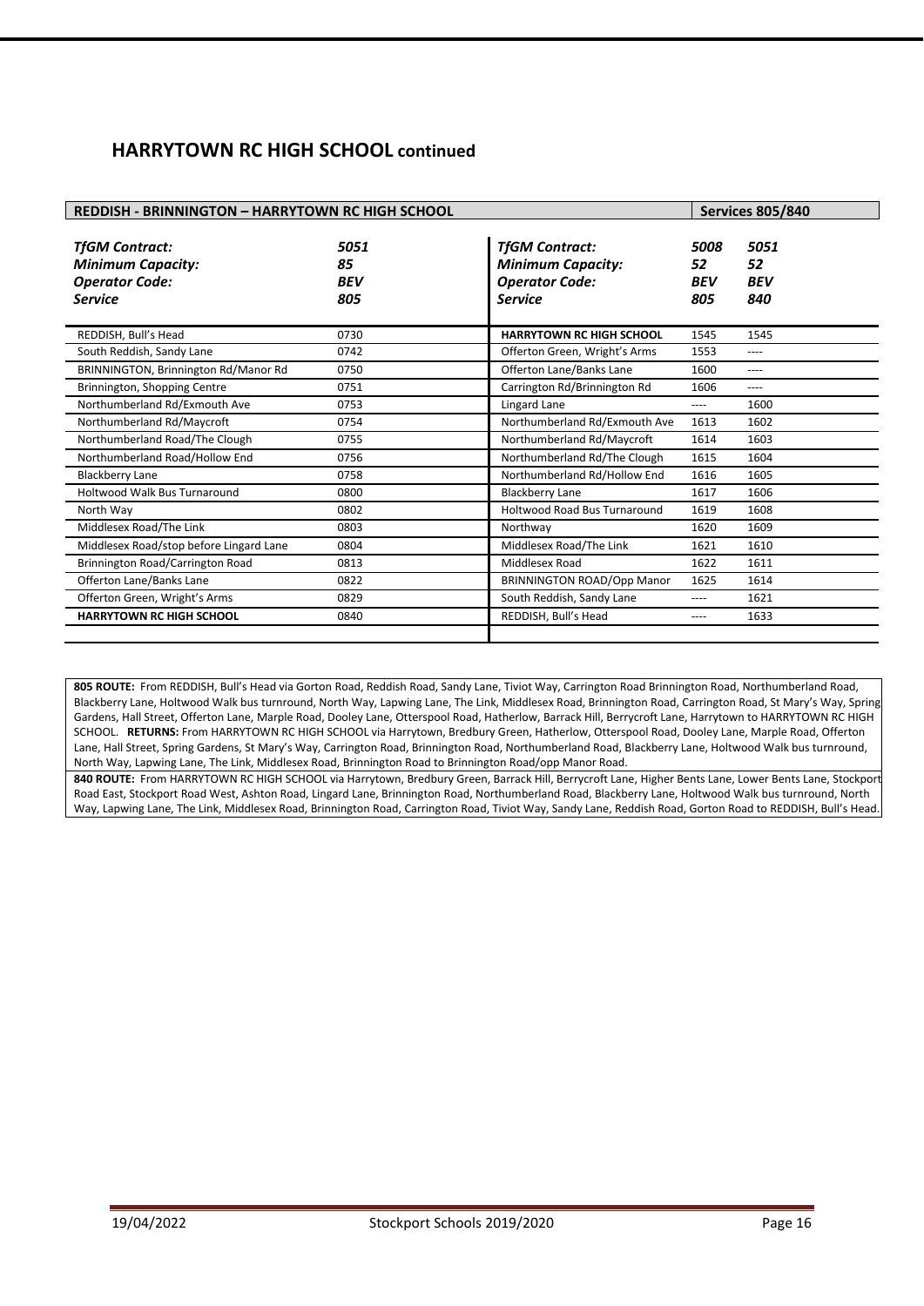## HARRYTOWN RC HIGH SCHOOL continued

| REDDISH - BRINNINGTON – HARRYTOWN RC HIGH SCHOOL | | | | Services 805/840 |
|---|---|---|---|---|
| ***TfGM Contract:*** | ***5051*** | ***TfGM Contract:*** | ***5008*** | ***5051*** |
| ***Minimum Capacity:*** | ***85*** | ***Minimum Capacity:*** | ***52*** | ***52*** |
| ***Operator Code:*** | ***BEV*** | ***Operator Code:*** | ***BEV*** | ***BEV*** |
| ***Service*** | ***805*** | ***Service*** | ***805*** | ***840*** |
| REDDISH, Bull's Head | 0730 | **HARRYTOWN RC HIGH SCHOOL** | 1545 | 1545 |
| South Reddish, Sandy Lane | 0742 | Offerton Green, Wright's Arms | 1553 | ---- |
| BRINNINGTON, Brinnington Rd/Manor Rd | 0750 | Offerton Lane/Banks Lane | 1600 | ---- |
| Brinnington, Shopping Centre | 0751 | Carrington Rd/Brinnington Rd | 1606 | ---- |
| Northumberland Rd/Exmouth Ave | 0753 | Lingard Lane | ---- | 1600 |
| Northumberland Rd/Maycroft | 0754 | Northumberland Rd/Exmouth Ave | 1613 | 1602 |
| Northumberland Road/The Clough | 0755 | Northumberland Rd/Maycroft | 1614 | 1603 |
| Northumberland Road/Hollow End | 0756 | Northumberland Rd/The Clough | 1615 | 1604 |
| Blackberry Lane | 0758 | Northumberland Rd/Hollow End | 1616 | 1605 |
| Holtwood Walk Bus Turnaround | 0800 | Blackberry Lane | 1617 | 1606 |
| North Way | 0802 | Holtwood Road Bus Turnaround | 1619 | 1608 |
| Middlesex Road/The Link | 0803 | Northway | 1620 | 1609 |
| Middlesex Road/stop before Lingard Lane | 0804 | Middlesex Road/The Link | 1621 | 1610 |
| Brinnington Road/Carrington Road | 0813 | Middlesex Road | 1622 | 1611 |
| Offerton Lane/Banks Lane | 0822 | BRINNINGTON ROAD/Opp Manor | 1625 | 1614 |
| Offerton Green, Wright's Arms | 0829 | South Reddish, Sandy Lane | ---- | 1621 |
| **HARRYTOWN RC HIGH SCHOOL** | 0840 | REDDISH, Bull's Head | ---- | 1633 |

**805 ROUTE:** From REDDISH, Bull's Head via Gorton Road, Reddish Road, Sandy Lane, Tiviot Way, Carrington Road Brinnington Road, Northumberland Road, Blackberry Lane, Holtwood Walk bus turnround, North Way, Lapwing Lane, The Link, Middlesex Road, Brinnington Road, Carrington Road, St Mary's Way, Spring Gardens, Hall Street, Offerton Lane, Marple Road, Dooley Lane, Otterspool Road, Hatherlow, Barrack Hill, Berrycroft Lane, Harrytown to HARRYTOWN RC HIGH SCHOOL. **RETURNS:** From HARRYTOWN RC HIGH SCHOOL via Harrytown, Bredbury Green, Hatherlow, Otterspool Road, Dooley Lane, Marple Road, Offerton Lane, Hall Street, Spring Gardens, St Mary's Way, Carrington Road, Brinnington Road, Northumberland Road, Blackberry Lane, Holtwood Walk bus turnround, North Way, Lapwing Lane, The Link, Middlesex Road, Brinnington Road to Brinnington Road/opp Manor Road.

**840 ROUTE:** From HARRYTOWN RC HIGH SCHOOL via Harrytown, Bredbury Green, Barrack Hill, Berrycroft Lane, Higher Bents Lane, Lower Bents Lane, Stockport Road East, Stockport Road West, Ashton Road, Lingard Lane, Brinnington Road, Northumberland Road, Blackberry Lane, Holtwood Walk bus turnround, North Way, Lapwing Lane, The Link, Middlesex Road, Brinnington Road, Carrington Road, Tiviot Way, Sandy Lane, Reddish Road, Gorton Road to REDDISH, Bull's Head.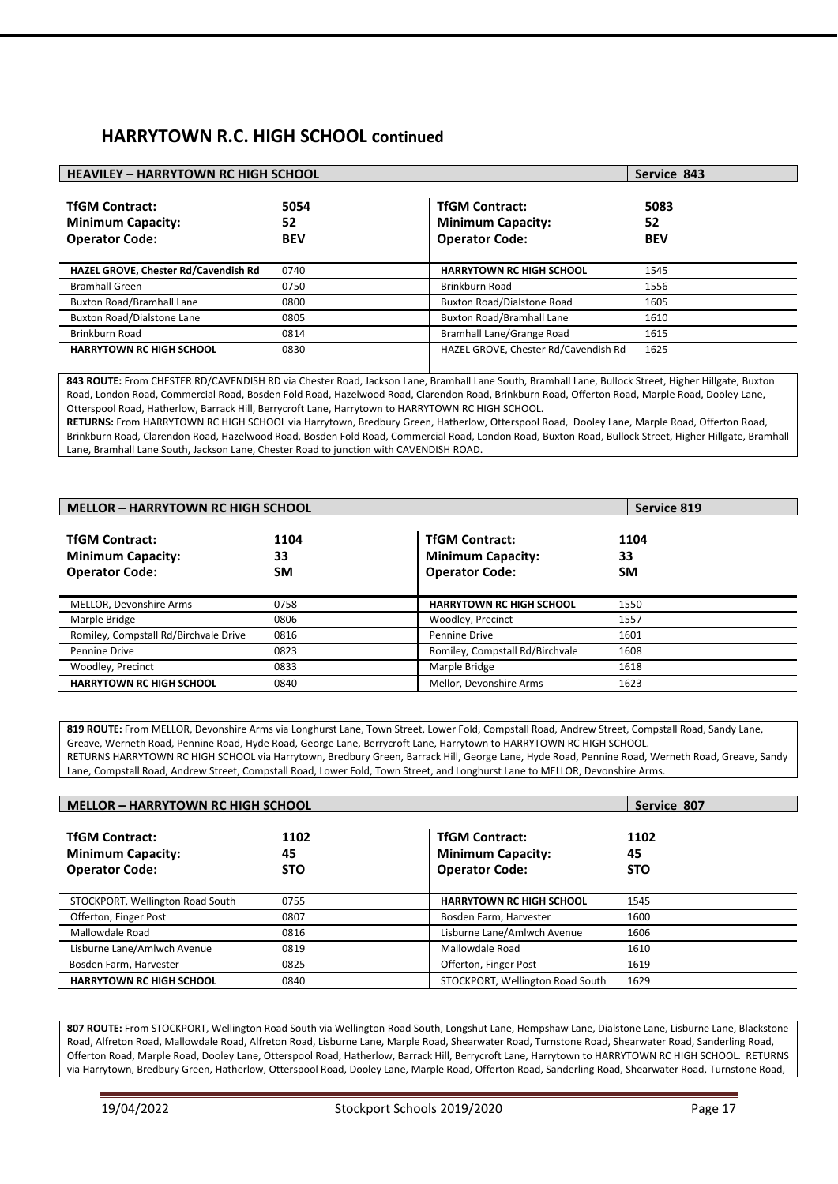## HARRYTOWN R.C. HIGH SCHOOL continued

| HEAVILEY – HARRYTOWN RC HIGH SCHOOL | | | Service 843 |
|---|---|---|---|
| **TfGM Contract:** | **5054** | **TfGM Contract:** | **5083** |
| **Minimum Capacity:** | **52** | **Minimum Capacity:** | **52** |
| **Operator Code:** | **BEV** | **Operator Code:** | **BEV** |
| **HAZEL GROVE, Chester Rd/Cavendish Rd** | 0740 | **HARRYTOWN RC HIGH SCHOOL** | 1545 |
| Bramhall Green | 0750 | Brinkburn Road | 1556 |
| Buxton Road/Bramhall Lane | 0800 | Buxton Road/Dialstone Road | 1605 |
| Buxton Road/Dialstone Lane | 0805 | Buxton Road/Bramhall Lane | 1610 |
| Brinkburn Road | 0814 | Bramhall Lane/Grange Road | 1615 |
| **HARRYTOWN RC HIGH SCHOOL** | 0830 | HAZEL GROVE, Chester Rd/Cavendish Rd | 1625 |

**843 ROUTE:** From CHESTER RD/CAVENDISH RD via Chester Road, Jackson Lane, Bramhall Lane South, Bramhall Lane, Bullock Street, Higher Hillgate, Buxton Road, London Road, Commercial Road, Bosden Fold Road, Hazelwood Road, Clarendon Road, Brinkburn Road, Offerton Road, Marple Road, Dooley Lane, Otterspool Road, Hatherlow, Barrack Hill, Berrycroft Lane, Harrytown to HARRYTOWN RC HIGH SCHOOL.
**RETURNS:** From HARRYTOWN RC HIGH SCHOOL via Harrytown, Bredbury Green, Hatherlow, Otterspool Road, Dooley Lane, Marple Road, Offerton Road, Brinkburn Road, Clarendon Road, Hazelwood Road, Bosden Fold Road, Commercial Road, London Road, Buxton Road, Bullock Street, Higher Hillgate, Bramhall Lane, Bramhall Lane South, Jackson Lane, Chester Road to junction with CAVENDISH ROAD.

| MELLOR – HARRYTOWN RC HIGH SCHOOL | | | Service 819 |
|---|---|---|---|
| **TfGM Contract:** | **1104** | **TfGM Contract:** | **1104** |
| **Minimum Capacity:** | **33** | **Minimum Capacity:** | **33** |
| **Operator Code:** | **SM** | **Operator Code:** | **SM** |
| MELLOR, Devonshire Arms | 0758 | **HARRYTOWN RC HIGH SCHOOL** | 1550 |
| Marple Bridge | 0806 | Woodley, Precinct | 1557 |
| Romiley, Compstall Rd/Birchvale Drive | 0816 | Pennine Drive | 1601 |
| Pennine Drive | 0823 | Romiley, Compstall Rd/Birchvale | 1608 |
| Woodley, Precinct | 0833 | Marple Bridge | 1618 |
| **HARRYTOWN RC HIGH SCHOOL** | 0840 | Mellor, Devonshire Arms | 1623 |

**819 ROUTE:** From MELLOR, Devonshire Arms via Longhurst Lane, Town Street, Lower Fold, Compstall Road, Andrew Street, Compstall Road, Sandy Lane, Greave, Werneth Road, Pennine Road, Hyde Road, George Lane, Berrycroft Lane, Harrytown to HARRYTOWN RC HIGH SCHOOL.
RETURNS HARRYTOWN RC HIGH SCHOOL via Harrytown, Bredbury Green, Barrack Hill, George Lane, Hyde Road, Pennine Road, Werneth Road, Greave, Sandy Lane, Compstall Road, Andrew Street, Compstall Road, Lower Fold, Town Street, and Longhurst Lane to MELLOR, Devonshire Arms.

| MELLOR – HARRYTOWN RC HIGH SCHOOL | | | Service 807 |
|---|---|---|---|
| **TfGM Contract:** | **1102** | **TfGM Contract:** | **1102** |
| **Minimum Capacity:** | **45** | **Minimum Capacity:** | **45** |
| **Operator Code:** | **STO** | **Operator Code:** | **STO** |
| STOCKPORT, Wellington Road South | 0755 | **HARRYTOWN RC HIGH SCHOOL** | 1545 |
| Offerton, Finger Post | 0807 | Bosden Farm, Harvester | 1600 |
| Mallowdale Road | 0816 | Lisburne Lane/Amlwch Avenue | 1606 |
| Lisburne Lane/Amlwch Avenue | 0819 | Mallowdale Road | 1610 |
| Bosden Farm, Harvester | 0825 | Offerton, Finger Post | 1619 |
| **HARRYTOWN RC HIGH SCHOOL** | 0840 | STOCKPORT, Wellington Road South | 1629 |

**807 ROUTE:** From STOCKPORT, Wellington Road South via Wellington Road South, Longshut Lane, Hempshaw Lane, Dialstone Lane, Lisburne Lane, Blackstone Road, Alfreton Road, Mallowdale Road, Alfreton Road, Lisburne Lane, Marple Road, Shearwater Road, Turnstone Road, Shearwater Road, Sanderling Road, Offerton Road, Marple Road, Dooley Lane, Otterspool Road, Hatherlow, Barrack Hill, Berrycroft Lane, Harrytown to HARRYTOWN RC HIGH SCHOOL. RETURNS via Harrytown, Bredbury Green, Hatherlow, Otterspool Road, Dooley Lane, Marple Road, Offerton Road, Sanderling Road, Shearwater Road, Turnstone Road,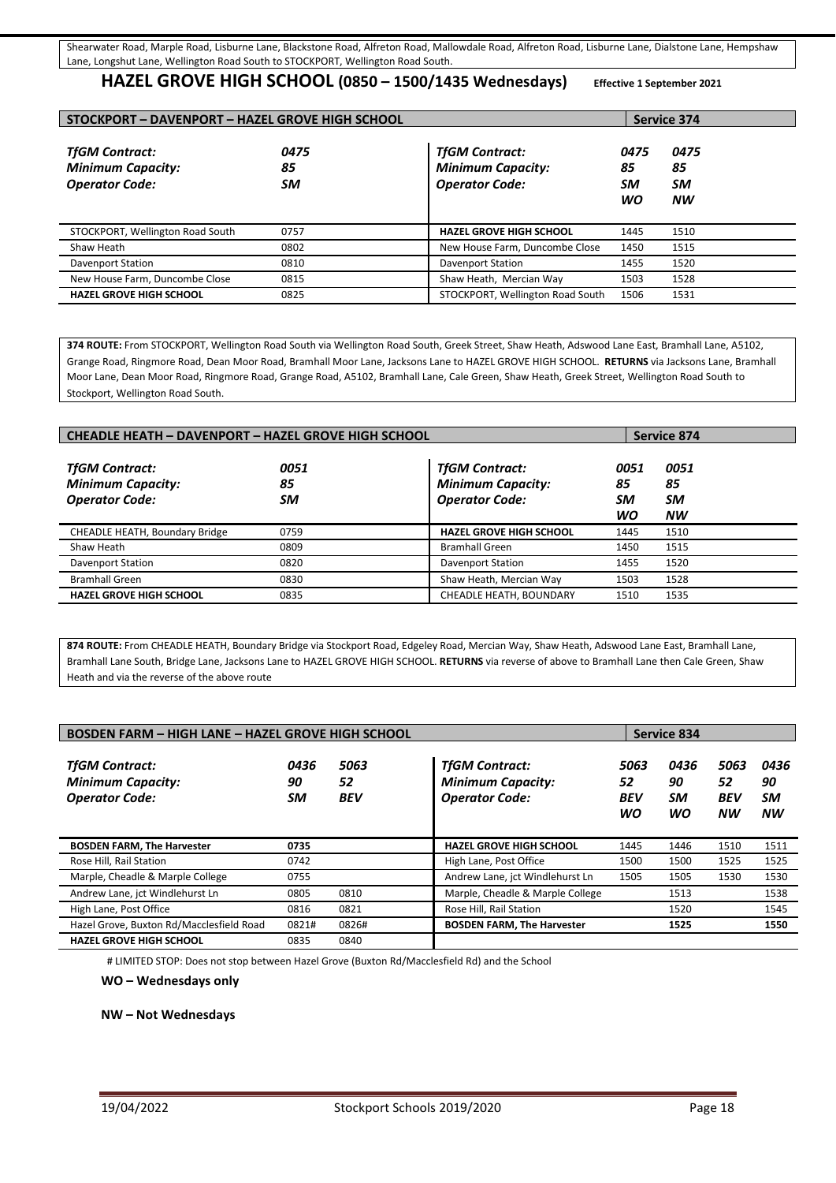Shearwater Road, Marple Road, Lisburne Lane, Blackstone Road, Alfreton Road, Mallowdale Road, Alfreton Road, Lisburne Lane, Dialstone Lane, Hempshaw Lane, Longshut Lane, Wellington Road South to STOCKPORT, Wellington Road South.

## HAZEL GROVE HIGH SCHOOL (0850 – 1500/1435 Wednesdays)

**Effective 1 September 2021**

### STOCKPORT – DAVENPORT – HAZEL GROVE HIGH SCHOOL — Service 374

| *TfGM Contract:* | *0475* |
|---|---|
| *Minimum Capacity:* | *85* |
| *Operator Code:* | *SM* |
| STOCKPORT, Wellington Road South | 0757 |
| Shaw Heath | 0802 |
| Davenport Station | 0810 |
| New House Farm, Duncombe Close | 0815 |
| **HAZEL GROVE HIGH SCHOOL** | 0825 |

| *TfGM Contract:* | *0475* | *0475* |
|---|---|---|
| *Minimum Capacity:* | *85* | *85* |
| *Operator Code:* | *SM* | *SM* |
| | *WO* | *NW* |
| **HAZEL GROVE HIGH SCHOOL** | 1445 | 1510 |
| New House Farm, Duncombe Close | 1450 | 1515 |
| Davenport Station | 1455 | 1520 |
| Shaw Heath, Mercian Way | 1503 | 1528 |
| STOCKPORT, Wellington Road South | 1506 | 1531 |

**374 ROUTE:** From STOCKPORT, Wellington Road South via Wellington Road South, Greek Street, Shaw Heath, Adswood Lane East, Bramhall Lane, A5102, Grange Road, Ringmore Road, Dean Moor Road, Bramhall Moor Lane, Jacksons Lane to HAZEL GROVE HIGH SCHOOL. **RETURNS** via Jacksons Lane, Bramhall Moor Lane, Dean Moor Road, Ringmore Road, Grange Road, A5102, Bramhall Lane, Cale Green, Shaw Heath, Greek Street, Wellington Road South to Stockport, Wellington Road South.

### CHEADLE HEATH – DAVENPORT – HAZEL GROVE HIGH SCHOOL — Service 874

| *TfGM Contract:* | *0051* |
|---|---|
| *Minimum Capacity:* | *85* |
| *Operator Code:* | *SM* |
| CHEADLE HEATH, Boundary Bridge | 0759 |
| Shaw Heath | 0809 |
| Davenport Station | 0820 |
| Bramhall Green | 0830 |
| **HAZEL GROVE HIGH SCHOOL** | 0835 |

| *TfGM Contract:* | *0051* | *0051* |
|---|---|---|
| *Minimum Capacity:* | *85* | *85* |
| *Operator Code:* | *SM* | *SM* |
| | *WO* | *NW* |
| **HAZEL GROVE HIGH SCHOOL** | 1445 | 1510 |
| Bramhall Green | 1450 | 1515 |
| Davenport Station | 1455 | 1520 |
| Shaw Heath, Mercian Way | 1503 | 1528 |
| CHEADLE HEATH, BOUNDARY | 1510 | 1535 |

**874 ROUTE:** From CHEADLE HEATH, Boundary Bridge via Stockport Road, Edgeley Road, Mercian Way, Shaw Heath, Adswood Lane East, Bramhall Lane, Bramhall Lane South, Bridge Lane, Jacksons Lane to HAZEL GROVE HIGH SCHOOL. **RETURNS** via reverse of above to Bramhall Lane then Cale Green, Shaw Heath and via the reverse of the above route

### BOSDEN FARM – HIGH LANE – HAZEL GROVE HIGH SCHOOL — Service 834

| *TfGM Contract:* | *0436* | *5063* |
|---|---|---|
| *Minimum Capacity:* | *90* | *52* |
| *Operator Code:* | *SM* | *BEV* |
| **BOSDEN FARM, The Harvester** | **0735** | |
| Rose Hill, Rail Station | 0742 | |
| Marple, Cheadle & Marple College | 0755 | |
| Andrew Lane, jct Windlehurst Ln | 0805 | 0810 |
| High Lane, Post Office | 0816 | 0821 |
| Hazel Grove, Buxton Rd/Macclesfield Road | 0821# | 0826# |
| **HAZEL GROVE HIGH SCHOOL** | 0835 | 0840 |

| *TfGM Contract:* | *5063* | *0436* | *5063* | *0436* |
|---|---|---|---|---|
| *Minimum Capacity:* | *52* | *90* | *52* | *90* |
| *Operator Code:* | *BEV* | *SM* | *BEV* | *SM* |
| | *WO* | *WO* | *NW* | *NW* |
| **HAZEL GROVE HIGH SCHOOL** | 1445 | 1446 | 1510 | 1511 |
| High Lane, Post Office | 1500 | 1500 | 1525 | 1525 |
| Andrew Lane, jct Windlehurst Ln | 1505 | 1505 | 1530 | 1530 |
| Marple, Cheadle & Marple College | | 1513 | | 1538 |
| Rose Hill, Rail Station | | 1520 | | 1545 |
| **BOSDEN FARM, The Harvester** | | **1525** | | **1550** |

# LIMITED STOP: Does not stop between Hazel Grove (Buxton Rd/Macclesfield Rd) and the School

**WO – Wednesdays only**

**NW – Not Wednesdays**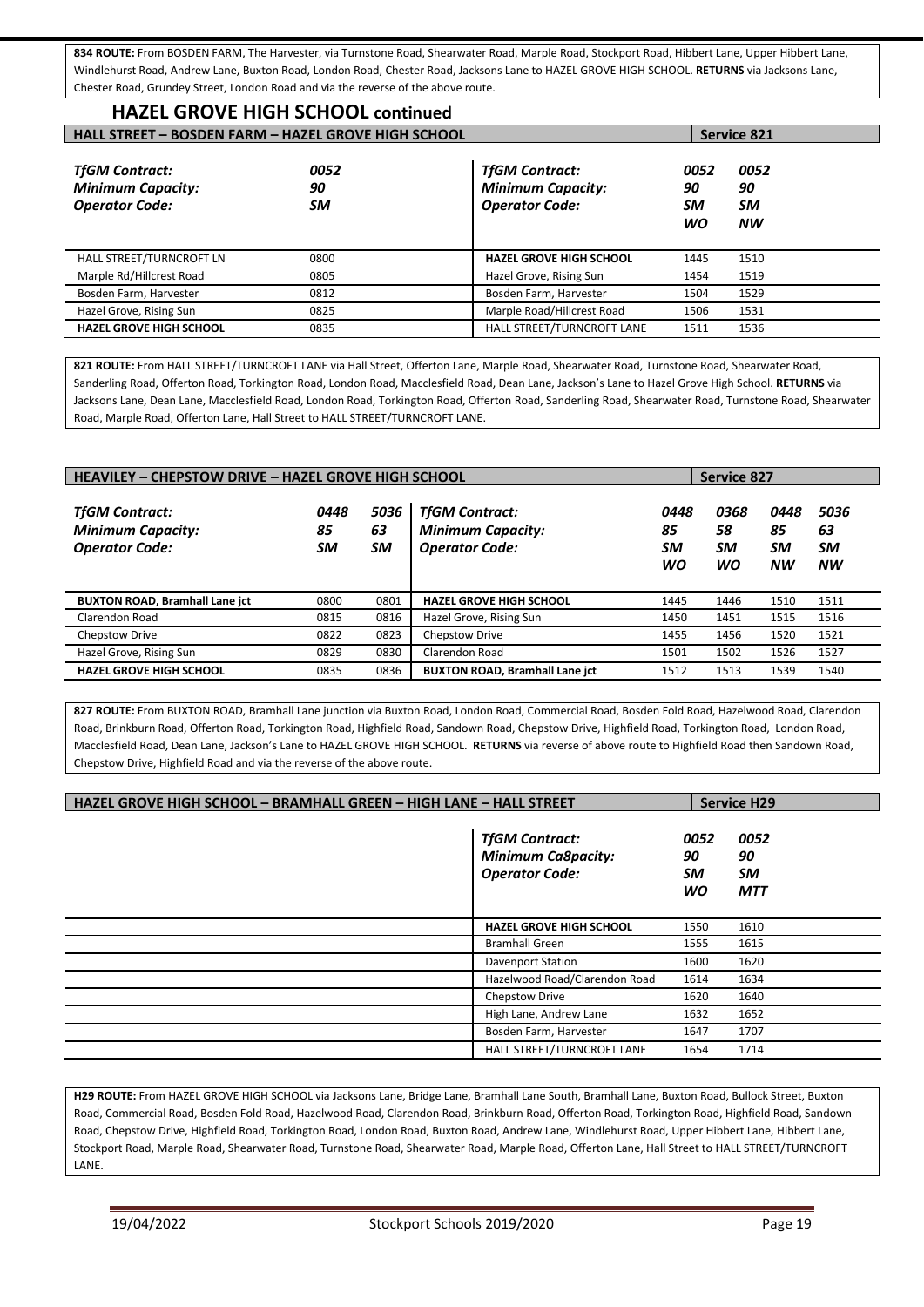**834 ROUTE:** From BOSDEN FARM, The Harvester, via Turnstone Road, Shearwater Road, Marple Road, Stockport Road, Hibbert Lane, Upper Hibbert Lane, Windlehurst Road, Andrew Lane, Buxton Road, London Road, Chester Road, Jacksons Lane to HAZEL GROVE HIGH SCHOOL. **RETURNS** via Jacksons Lane, Chester Road, Grundey Street, London Road and via the reverse of the above route.

## HAZEL GROVE HIGH SCHOOL continued

### HALL STREET – BOSDEN FARM – HAZEL GROVE HIGH SCHOOL — Service 821

| *TfGM Contract:* | *0052* |
|---|---|
| *Minimum Capacity:* | *90* |
| *Operator Code:* | *SM* |
| HALL STREET/TURNCROFT LN | 0800 |
| Marple Rd/Hillcrest Road | 0805 |
| Bosden Farm, Harvester | 0812 |
| Hazel Grove, Rising Sun | 0825 |
| **HAZEL GROVE HIGH SCHOOL** | 0835 |

| *TfGM Contract:* | *0052* | *0052* |
|---|---|---|
| *Minimum Capacity:* | *90* | *90* |
| *Operator Code:* | *SM* *WO* | *SM* *NW* |
| **HAZEL GROVE HIGH SCHOOL** | 1445 | 1510 |
| Hazel Grove, Rising Sun | 1454 | 1519 |
| Bosden Farm, Harvester | 1504 | 1529 |
| Marple Road/Hillcrest Road | 1506 | 1531 |
| HALL STREET/TURNCROFT LANE | 1511 | 1536 |

**821 ROUTE:** From HALL STREET/TURNCROFT LANE via Hall Street, Offerton Lane, Marple Road, Shearwater Road, Turnstone Road, Shearwater Road, Sanderling Road, Offerton Road, Torkington Road, London Road, Macclesfield Road, Dean Lane, Jackson's Lane to Hazel Grove High School. **RETURNS** via Jacksons Lane, Dean Lane, Macclesfield Road, London Road, Torkington Road, Offerton Road, Sanderling Road, Shearwater Road, Turnstone Road, Shearwater Road, Marple Road, Offerton Lane, Hall Street to HALL STREET/TURNCROFT LANE.

### HEAVILEY – CHEPSTOW DRIVE – HAZEL GROVE HIGH SCHOOL — Service 827

| *TfGM Contract:* | *0448* | *5036* |
|---|---|---|
| *Minimum Capacity:* | *85* | *63* |
| *Operator Code:* | *SM* | *SM* |
| **BUXTON ROAD, Bramhall Lane jct** | 0800 | 0801 |
| Clarendon Road | 0815 | 0816 |
| Chepstow Drive | 0822 | 0823 |
| Hazel Grove, Rising Sun | 0829 | 0830 |
| **HAZEL GROVE HIGH SCHOOL** | 0835 | 0836 |

| *TfGM Contract:* | *0448* | *0368* | *0448* | *5036* |
|---|---|---|---|---|
| *Minimum Capacity:* | *85* | *58* | *85* | *63* |
| *Operator Code:* | *SM* *WO* | *SM* *WO* | *SM* *NW* | *SM* *NW* |
| **HAZEL GROVE HIGH SCHOOL** | 1445 | 1446 | 1510 | 1511 |
| Hazel Grove, Rising Sun | 1450 | 1451 | 1515 | 1516 |
| Chepstow Drive | 1455 | 1456 | 1520 | 1521 |
| Clarendon Road | 1501 | 1502 | 1526 | 1527 |
| **BUXTON ROAD, Bramhall Lane jct** | 1512 | 1513 | 1539 | 1540 |

**827 ROUTE:** From BUXTON ROAD, Bramhall Lane junction via Buxton Road, London Road, Commercial Road, Bosden Fold Road, Hazelwood Road, Clarendon Road, Brinkburn Road, Offerton Road, Torkington Road, Highfield Road, Sandown Road, Chepstow Drive, Highfield Road, Torkington Road, London Road, Macclesfield Road, Dean Lane, Jackson's Lane to HAZEL GROVE HIGH SCHOOL. **RETURNS** via reverse of above route to Highfield Road then Sandown Road, Chepstow Drive, Highfield Road and via the reverse of the above route.

### HAZEL GROVE HIGH SCHOOL – BRAMHALL GREEN – HIGH LANE – HALL STREET — Service H29

| *TfGM Contract:* | *0052* | *0052* |
|---|---|---|
| *Minimum Ca8pacity:* | *90* | *90* |
| *Operator Code:* | *SM* *WO* | *SM* *MTT* |
| **HAZEL GROVE HIGH SCHOOL** | 1550 | 1610 |
| Bramhall Green | 1555 | 1615 |
| Davenport Station | 1600 | 1620 |
| Hazelwood Road/Clarendon Road | 1614 | 1634 |
| Chepstow Drive | 1620 | 1640 |
| High Lane, Andrew Lane | 1632 | 1652 |
| Bosden Farm, Harvester | 1647 | 1707 |
| HALL STREET/TURNCROFT LANE | 1654 | 1714 |

**H29 ROUTE:** From HAZEL GROVE HIGH SCHOOL via Jacksons Lane, Bridge Lane, Bramhall Lane South, Bramhall Lane, Buxton Road, Bullock Street, Buxton Road, Commercial Road, Bosden Fold Road, Hazelwood Road, Clarendon Road, Brinkburn Road, Offerton Road, Torkington Road, Highfield Road, Sandown Road, Chepstow Drive, Highfield Road, Torkington Road, London Road, Buxton Road, Andrew Lane, Windlehurst Road, Upper Hibbert Lane, Hibbert Lane, Stockport Road, Marple Road, Shearwater Road, Turnstone Road, Shearwater Road, Marple Road, Offerton Lane, Hall Street to HALL STREET/TURNCROFT LANE.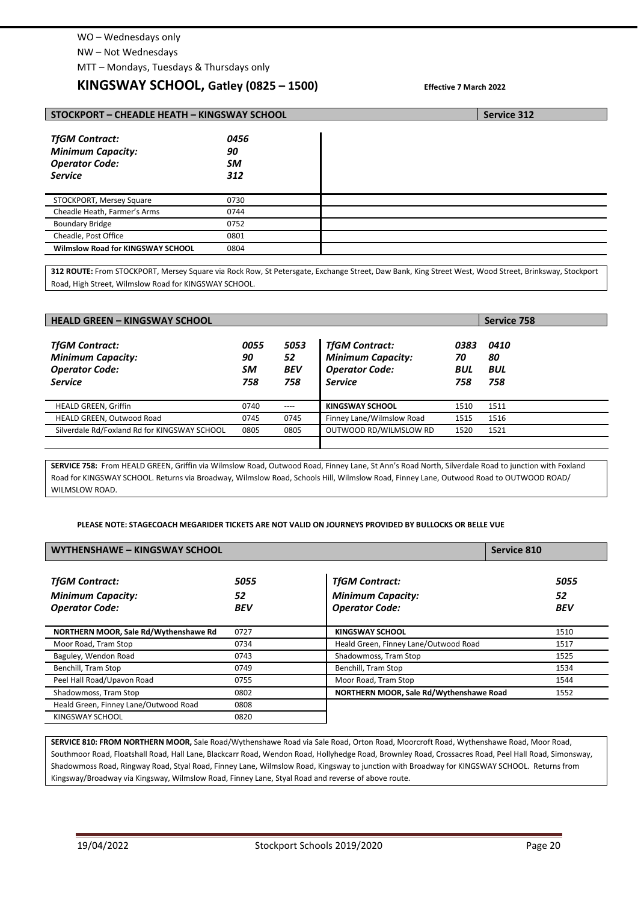WO – Wednesdays only

NW – Not Wednesdays

MTT – Mondays, Tuesdays & Thursdays only

## KINGSWAY SCHOOL, Gatley (0825 – 1500)

**Effective 7 March 2022**

### STOCKPORT – CHEADLE HEATH – KINGSWAY SCHOOL — Service 312

| | |
|---|---|
| ***TfGM Contract:*** | ***0456*** |
| ***Minimum Capacity:*** | ***90*** |
| ***Operator Code:*** | ***SM*** |
| ***Service*** | ***312*** |
| STOCKPORT, Mersey Square | 0730 |
| Cheadle Heath, Farmer's Arms | 0744 |
| Boundary Bridge | 0752 |
| Cheadle, Post Office | 0801 |
| **Wilmslow Road for KINGSWAY SCHOOL** | 0804 |

**312 ROUTE:** From STOCKPORT, Mersey Square via Rock Row, St Petersgate, Exchange Street, Daw Bank, King Street West, Wood Street, Brinksway, Stockport Road, High Street, Wilmslow Road for KINGSWAY SCHOOL.

### HEALD GREEN – KINGSWAY SCHOOL — Service 758

| | | |
|---|---|---|
| ***TfGM Contract:*** | ***0055*** | ***5053*** |
| ***Minimum Capacity:*** | ***90*** | ***52*** |
| ***Operator Code:*** | ***SM*** | ***BEV*** |
| ***Service*** | ***758*** | ***758*** |
| HEALD GREEN, Griffin | 0740 | ---- |
| HEALD GREEN, Outwood Road | 0745 | 0745 |
| Silverdale Rd/Foxland Rd for KINGSWAY SCHOOL | 0805 | 0805 |

| | | |
|---|---|---|
| ***TfGM Contract:*** | ***0383*** | ***0410*** |
| ***Minimum Capacity:*** | ***70*** | ***80*** |
| ***Operator Code:*** | ***BUL*** | ***BUL*** |
| ***Service*** | ***758*** | ***758*** |
| **KINGSWAY SCHOOL** | 1510 | 1511 |
| Finney Lane/Wilmslow Road | 1515 | 1516 |
| OUTWOOD RD/WILMSLOW RD | 1520 | 1521 |

**SERVICE 758:** From HEALD GREEN, Griffin via Wilmslow Road, Outwood Road, Finney Lane, St Ann's Road North, Silverdale Road to junction with Foxland Road for KINGSWAY SCHOOL. Returns via Broadway, Wilmslow Road, Schools Hill, Wilmslow Road, Finney Lane, Outwood Road to OUTWOOD ROAD/ WILMSLOW ROAD.

**PLEASE NOTE: STAGECOACH MEGARIDER TICKETS ARE NOT VALID ON JOURNEYS PROVIDED BY BULLOCKS OR BELLE VUE**

### WYTHENSHAWE – KINGSWAY SCHOOL — Service 810

| | |
|---|---|
| ***TfGM Contract:*** | ***5055*** |
| ***Minimum Capacity:*** | ***52*** |
| ***Operator Code:*** | ***BEV*** |
| **NORTHERN MOOR, Sale Rd/Wythenshawe Rd** | 0727 |
| Moor Road, Tram Stop | 0734 |
| Baguley, Wendon Road | 0743 |
| Benchill, Tram Stop | 0749 |
| Peel Hall Road/Upavon Road | 0755 |
| Shadowmoss, Tram Stop | 0802 |
| Heald Green, Finney Lane/Outwood Road | 0808 |
| KINGSWAY SCHOOL | 0820 |

| | |
|---|---|
| ***TfGM Contract:*** | ***5055*** |
| ***Minimum Capacity:*** | ***52*** |
| ***Operator Code:*** | ***BEV*** |
| **KINGSWAY SCHOOL** | 1510 |
| Heald Green, Finney Lane/Outwood Road | 1517 |
| Shadowmoss, Tram Stop | 1525 |
| Benchill, Tram Stop | 1534 |
| Moor Road, Tram Stop | 1544 |
| **NORTHERN MOOR, Sale Rd/Wythenshawe Road** | 1552 |

**SERVICE 810: FROM NORTHERN MOOR,** Sale Road/Wythenshawe Road via Sale Road, Orton Road, Moorcroft Road, Wythenshawe Road, Moor Road, Southmoor Road, Floatshall Road, Hall Lane, Blackcarr Road, Wendon Road, Hollyhedge Road, Brownley Road, Crossacres Road, Peel Hall Road, Simonsway, Shadowmoss Road, Ringway Road, Styal Road, Finney Lane, Wilmslow Road, Kingsway to junction with Broadway for KINGSWAY SCHOOL. Returns from Kingsway/Broadway via Kingsway, Wilmslow Road, Finney Lane, Styal Road and reverse of above route.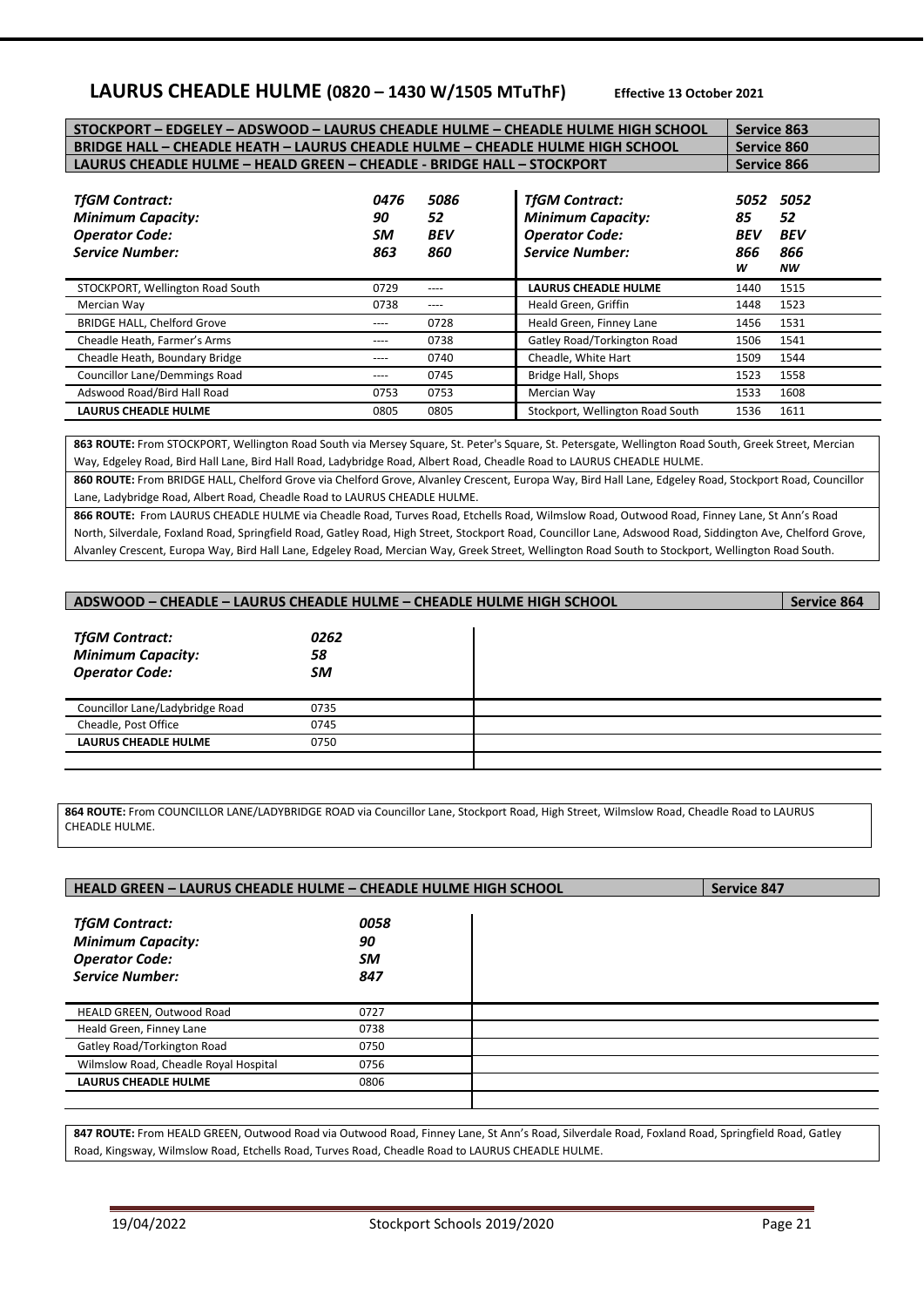## LAURUS CHEADLE HULME (0820 – 1430 W/1505 MTuThF)

**Effective 13 October 2021**

| | |
|---|---|
| **STOCKPORT – EDGELEY – ADSWOOD – LAURUS CHEADLE HULME – CHEADLE HULME HIGH SCHOOL** | **Service 863** |
| **BRIDGE HALL – CHEADLE HEATH – LAURUS CHEADLE HULME – CHEADLE HULME HIGH SCHOOL** | **Service 860** |
| **LAURUS CHEADLE HULME – HEALD GREEN – CHEADLE - BRIDGE HALL – STOCKPORT** | **Service 866** |

| ***TfGM Contract:*** | ***0476*** | ***5086*** |
|---|---|---|
| ***Minimum Capacity:*** | ***90*** | ***52*** |
| ***Operator Code:*** | ***SM*** | ***BEV*** |
| ***Service Number:*** | ***863*** | ***860*** |
| STOCKPORT, Wellington Road South | 0729 | ---- |
| Mercian Way | 0738 | ---- |
| BRIDGE HALL, Chelford Grove | ---- | 0728 |
| Cheadle Heath, Farmer's Arms | ---- | 0738 |
| Cheadle Heath, Boundary Bridge | ---- | 0740 |
| Councillor Lane/Demmings Road | ---- | 0745 |
| Adswood Road/Bird Hall Road | 0753 | 0753 |
| **LAURUS CHEADLE HULME** | 0805 | 0805 |

| ***TfGM Contract:*** | ***5052*** | ***5052*** |
|---|---|---|
| ***Minimum Capacity:*** | ***85*** | ***52*** |
| ***Operator Code:*** | ***BEV*** | ***BEV*** |
| ***Service Number:*** | ***866 W*** | ***866 NW*** |
| **LAURUS CHEADLE HULME** | 1440 | 1515 |
| Heald Green, Griffin | 1448 | 1523 |
| Heald Green, Finney Lane | 1456 | 1531 |
| Gatley Road/Torkington Road | 1506 | 1541 |
| Cheadle, White Hart | 1509 | 1544 |
| Bridge Hall, Shops | 1523 | 1558 |
| Mercian Way | 1533 | 1608 |
| Stockport, Wellington Road South | 1536 | 1611 |

**863 ROUTE:** From STOCKPORT, Wellington Road South via Mersey Square, St. Peter's Square, St. Petersgate, Wellington Road South, Greek Street, Mercian Way, Edgeley Road, Bird Hall Lane, Bird Hall Road, Ladybridge Road, Albert Road, Cheadle Road to LAURUS CHEADLE HULME.

**860 ROUTE:** From BRIDGE HALL, Chelford Grove via Chelford Grove, Alvanley Crescent, Europa Way, Bird Hall Lane, Edgeley Road, Stockport Road, Councillor Lane, Ladybridge Road, Albert Road, Cheadle Road to LAURUS CHEADLE HULME.

**866 ROUTE:** From LAURUS CHEADLE HULME via Cheadle Road, Turves Road, Etchells Road, Wilmslow Road, Outwood Road, Finney Lane, St Ann's Road North, Silverdale, Foxland Road, Springfield Road, Gatley Road, High Street, Stockport Road, Councillor Lane, Adswood Road, Siddington Ave, Chelford Grove, Alvanley Crescent, Europa Way, Bird Hall Lane, Edgeley Road, Mercian Way, Greek Street, Wellington Road South to Stockport, Wellington Road South.

### ADSWOOD – CHEADLE – LAURUS CHEADLE HULME – CHEADLE HULME HIGH SCHOOL — Service 864

| ***TfGM Contract:*** | ***0262*** |
|---|---|
| ***Minimum Capacity:*** | ***58*** |
| ***Operator Code:*** | ***SM*** |
| Councillor Lane/Ladybridge Road | 0735 |
| Cheadle, Post Office | 0745 |
| **LAURUS CHEADLE HULME** | 0750 |

**864 ROUTE:** From COUNCILLOR LANE/LADYBRIDGE ROAD via Councillor Lane, Stockport Road, High Street, Wilmslow Road, Cheadle Road to LAURUS CHEADLE HULME.

### HEALD GREEN – LAURUS CHEADLE HULME – CHEADLE HULME HIGH SCHOOL — Service 847

| ***TfGM Contract:*** | ***0058*** |
|---|---|
| ***Minimum Capacity:*** | ***90*** |
| ***Operator Code:*** | ***SM*** |
| ***Service Number:*** | ***847*** |
| HEALD GREEN, Outwood Road | 0727 |
| Heald Green, Finney Lane | 0738 |
| Gatley Road/Torkington Road | 0750 |
| Wilmslow Road, Cheadle Royal Hospital | 0756 |
| **LAURUS CHEADLE HULME** | 0806 |

**847 ROUTE:** From HEALD GREEN, Outwood Road via Outwood Road, Finney Lane, St Ann's Road, Silverdale Road, Foxland Road, Springfield Road, Gatley Road, Kingsway, Wilmslow Road, Etchells Road, Turves Road, Cheadle Road to LAURUS CHEADLE HULME.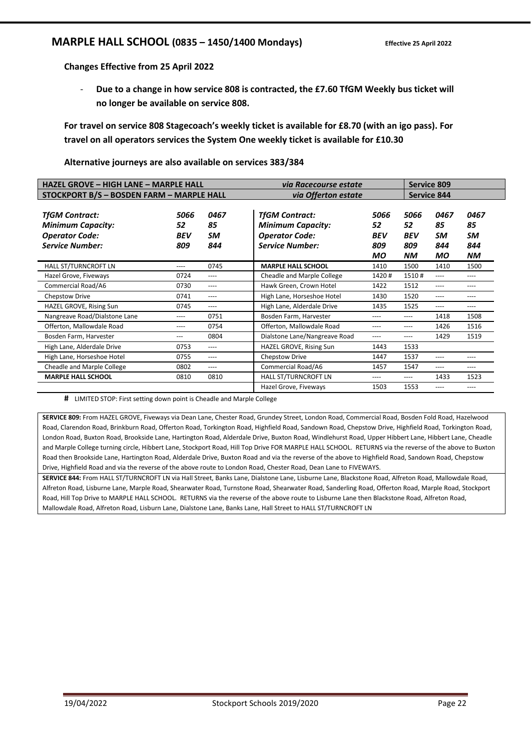## MARPLE HALL SCHOOL (0835 – 1450/1400 Mondays)

**Effective 25 April 2022**

**Changes Effective from 25 April 2022**

- **Due to a change in how service 808 is contracted, the £7.60 TfGM Weekly bus ticket will no longer be available on service 808.**

**For travel on service 808 Stagecoach's weekly ticket is available for £8.70 (with an igo pass). For travel on all operators services the System One weekly ticket is available for £10.30**

**Alternative journeys are also available on services 383/384**

| HAZEL GROVE – HIGH LANE – MARPLE HALL | | | *via Racecourse estate* | | | | Service 809 |
|---|---|---|---|---|---|---|---|
| **STOCKPORT B/S – BOSDEN FARM – MARPLE HALL** | | | *via Offerton estate* | | | | **Service 844** |
| ***TfGM Contract:*** | ***5066*** | ***0467*** | ***TfGM Contract:*** | ***5066*** | ***5066*** | ***0467*** | ***0467*** |
| ***Minimum Capacity:*** | ***52*** | ***85*** | ***Minimum Capacity:*** | ***52*** | ***52*** | ***85*** | ***85*** |
| ***Operator Code:*** | ***BEV*** | ***SM*** | ***Operator Code:*** | ***BEV*** | ***BEV*** | ***SM*** | ***SM*** |
| ***Service Number:*** | ***809*** | ***844*** | ***Service Number:*** | ***809*** | ***809*** | ***844*** | ***844*** |
| | | | | ***MO*** | ***NM*** | ***MO*** | ***NM*** |
| HALL ST/TURNCROFT LN | ---- | 0745 | **MARPLE HALL SCHOOL** | 1410 | 1500 | 1410 | 1500 |
| Hazel Grove, Fiveways | 0724 | ---- | Cheadle and Marple College | 1420 # | 1510 # | ---- | ---- |
| Commercial Road/A6 | 0730 | ---- | Hawk Green, Crown Hotel | 1422 | 1512 | ---- | ---- |
| Chepstow Drive | 0741 | ---- | High Lane, Horseshoe Hotel | 1430 | 1520 | ---- | ---- |
| HAZEL GROVE, Rising Sun | 0745 | ---- | High Lane, Alderdale Drive | 1435 | 1525 | ---- | ---- |
| Nangreave Road/Dialstone Lane | ---- | 0751 | Bosden Farm, Harvester | ---- | ---- | 1418 | 1508 |
| Offerton, Mallowdale Road | ---- | 0754 | Offerton, Mallowdale Road | ---- | ---- | 1426 | 1516 |
| Bosden Farm, Harvester | --- | 0804 | Dialstone Lane/Nangreave Road | ---- | ---- | 1429 | 1519 |
| High Lane, Alderdale Drive | 0753 | ---- | HAZEL GROVE, Rising Sun | 1443 | 1533 | | |
| High Lane, Horseshoe Hotel | 0755 | ---- | Chepstow Drive | 1447 | 1537 | ---- | ---- |
| Cheadle and Marple College | 0802 | ---- | Commercial Road/A6 | 1457 | 1547 | ---- | ---- |
| **MARPLE HALL SCHOOL** | 0810 | 0810 | HALL ST/TURNCROFT LN | ---- | ---- | 1433 | 1523 |
| | | | Hazel Grove, Fiveways | 1503 | 1553 | ---- | ---- |

**#** LIMITED STOP: First setting down point is Cheadle and Marple College

**SERVICE 809:** From HAZEL GROVE, Fiveways via Dean Lane, Chester Road, Grundey Street, London Road, Commercial Road, Bosden Fold Road, Hazelwood Road, Clarendon Road, Brinkburn Road, Offerton Road, Torkington Road, Highfield Road, Sandown Road, Chepstow Drive, Highfield Road, Torkington Road, London Road, Buxton Road, Brookside Lane, Hartington Road, Alderdale Drive, Buxton Road, Windlehurst Road, Upper Hibbert Lane, Hibbert Lane, Cheadle and Marple College turning circle, Hibbert Lane, Stockport Road, Hill Top Drive FOR MARPLE HALL SCHOOL. RETURNS via the reverse of the above to Buxton Road then Brookside Lane, Hartington Road, Alderdale Drive, Buxton Road and via the reverse of the above to Highfield Road, Sandown Road, Chepstow Drive, Highfield Road and via the reverse of the above route to London Road, Chester Road, Dean Lane to FIVEWAYS.

**SERVICE 844:** From HALL ST/TURNCROFT LN via Hall Street, Banks Lane, Dialstone Lane, Lisburne Lane, Blackstone Road, Alfreton Road, Mallowdale Road, Alfreton Road, Lisburne Lane, Marple Road, Shearwater Road, Turnstone Road, Shearwater Road, Sanderling Road, Offerton Road, Marple Road, Stockport Road, Hill Top Drive to MARPLE HALL SCHOOL. RETURNS via the reverse of the above route to Lisburne Lane then Blackstone Road, Alfreton Road, Mallowdale Road, Alfreton Road, Lisburn Lane, Dialstone Lane, Banks Lane, Hall Street to HALL ST/TURNCROFT LN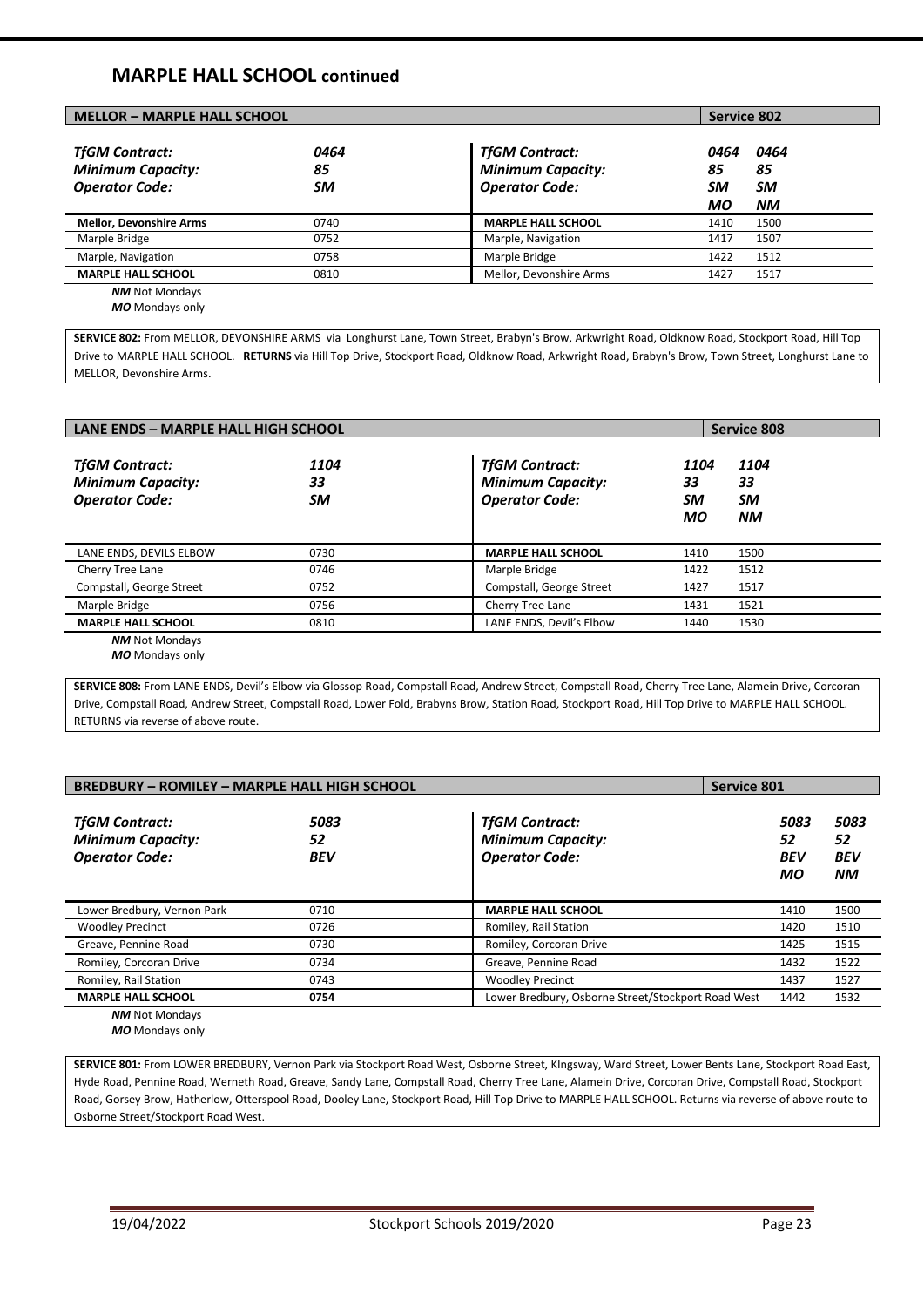## MARPLE HALL SCHOOL continued

| MELLOR – MARPLE HALL SCHOOL | | | Service 802 | |
|---|---|---|---|---|
| ***TfGM Contract:*** | ***0464*** | ***TfGM Contract:*** | ***0464*** | ***0464*** |
| ***Minimum Capacity:*** | ***85*** | ***Minimum Capacity:*** | ***85*** | ***85*** |
| ***Operator Code:*** | ***SM*** | ***Operator Code:*** | ***SM*** | ***SM*** |
| | | | ***MO*** | ***NM*** |
| **Mellor, Devonshire Arms** | 0740 | **MARPLE HALL SCHOOL** | 1410 | 1500 |
| Marple Bridge | 0752 | Marple, Navigation | 1417 | 1507 |
| Marple, Navigation | 0758 | Marple Bridge | 1422 | 1512 |
| **MARPLE HALL SCHOOL** | 0810 | Mellor, Devonshire Arms | 1427 | 1517 |

***NM*** Not Mondays
***MO*** Mondays only

**SERVICE 802:** From MELLOR, DEVONSHIRE ARMS via Longhurst Lane, Town Street, Brabyn's Brow, Arkwright Road, Oldknow Road, Stockport Road, Hill Top Drive to MARPLE HALL SCHOOL. **RETURNS** via Hill Top Drive, Stockport Road, Oldknow Road, Arkwright Road, Brabyn's Brow, Town Street, Longhurst Lane to MELLOR, Devonshire Arms.

| LANE ENDS – MARPLE HALL HIGH SCHOOL | | | Service 808 | |
|---|---|---|---|---|
| ***TfGM Contract:*** | ***1104*** | ***TfGM Contract:*** | ***1104*** | ***1104*** |
| ***Minimum Capacity:*** | ***33*** | ***Minimum Capacity:*** | ***33*** | ***33*** |
| ***Operator Code:*** | ***SM*** | ***Operator Code:*** | ***SM*** | ***SM*** |
| | | | ***MO*** | ***NM*** |
| LANE ENDS, DEVILS ELBOW | 0730 | **MARPLE HALL SCHOOL** | 1410 | 1500 |
| Cherry Tree Lane | 0746 | Marple Bridge | 1422 | 1512 |
| Compstall, George Street | 0752 | Compstall, George Street | 1427 | 1517 |
| Marple Bridge | 0756 | Cherry Tree Lane | 1431 | 1521 |
| **MARPLE HALL SCHOOL** | 0810 | LANE ENDS, Devil's Elbow | 1440 | 1530 |

***NM*** Not Mondays
***MO*** Mondays only

**SERVICE 808:** From LANE ENDS, Devil's Elbow via Glossop Road, Compstall Road, Andrew Street, Compstall Road, Cherry Tree Lane, Alamein Drive, Corcoran Drive, Compstall Road, Andrew Street, Compstall Road, Lower Fold, Brabyns Brow, Station Road, Stockport Road, Hill Top Drive to MARPLE HALL SCHOOL. RETURNS via reverse of above route.

| BREDBURY – ROMILEY – MARPLE HALL HIGH SCHOOL | | | Service 801 | |
|---|---|---|---|---|
| ***TfGM Contract:*** | ***5083*** | ***TfGM Contract:*** | ***5083*** | ***5083*** |
| ***Minimum Capacity:*** | ***52*** | ***Minimum Capacity:*** | ***52*** | ***52*** |
| ***Operator Code:*** | ***BEV*** | ***Operator Code:*** | ***BEV*** | ***BEV*** |
| | | | ***MO*** | ***NM*** |
| Lower Bredbury, Vernon Park | 0710 | **MARPLE HALL SCHOOL** | 1410 | 1500 |
| Woodley Precinct | 0726 | Romiley, Rail Station | 1420 | 1510 |
| Greave, Pennine Road | 0730 | Romiley, Corcoran Drive | 1425 | 1515 |
| Romiley, Corcoran Drive | 0734 | Greave, Pennine Road | 1432 | 1522 |
| Romiley, Rail Station | 0743 | Woodley Precinct | 1437 | 1527 |
| **MARPLE HALL SCHOOL** | **0754** | Lower Bredbury, Osborne Street/Stockport Road West | 1442 | 1532 |

***NM*** Not Mondays
***MO*** Mondays only

**SERVICE 801:** From LOWER BREDBURY, Vernon Park via Stockport Road West, Osborne Street, KIngsway, Ward Street, Lower Bents Lane, Stockport Road East, Hyde Road, Pennine Road, Werneth Road, Greave, Sandy Lane, Compstall Road, Cherry Tree Lane, Alamein Drive, Corcoran Drive, Compstall Road, Stockport Road, Gorsey Brow, Hatherlow, Otterspool Road, Dooley Lane, Stockport Road, Hill Top Drive to MARPLE HALL SCHOOL. Returns via reverse of above route to Osborne Street/Stockport Road West.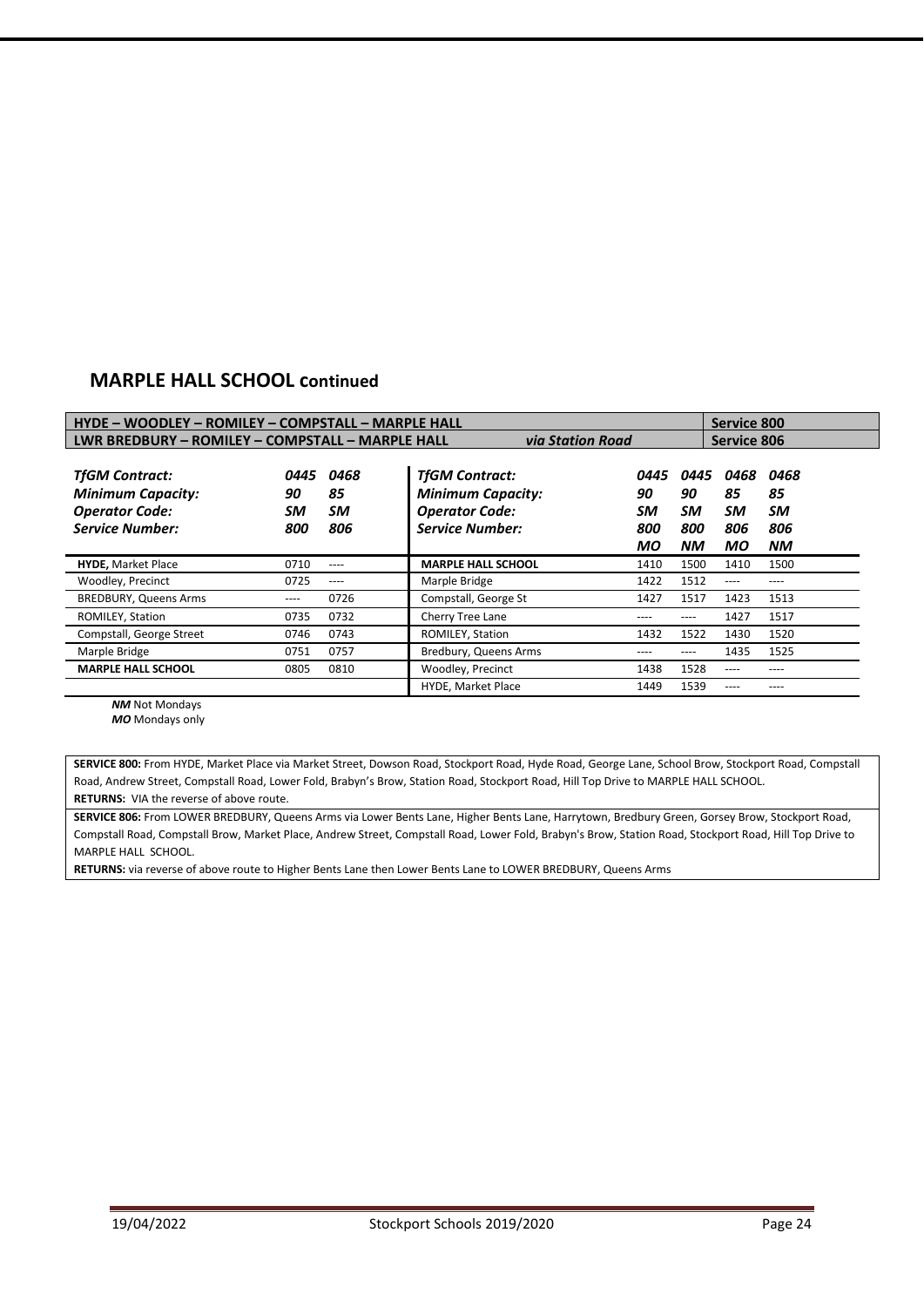## MARPLE HALL SCHOOL continued

| HYDE – WOODLEY – ROMILEY – COMPSTALL – MARPLE HALL | | Service 800 |
|---|---|---|
| LWR BREDBURY – ROMILEY – COMPSTALL – MARPLE HALL | *via Station Road* | Service 806 |

| *TfGM Contract:* | *0445* | *0468* |
|---|---|---|
| *Minimum Capacity:* | *90* | *85* |
| *Operator Code:* | *SM* | *SM* |
| *Service Number:* | *800* | *806* |
| **HYDE,** Market Place | 0710 | ---- |
| Woodley, Precinct | 0725 | ---- |
| BREDBURY, Queens Arms | ---- | 0726 |
| ROMILEY, Station | 0735 | 0732 |
| Compstall, George Street | 0746 | 0743 |
| Marple Bridge | 0751 | 0757 |
| **MARPLE HALL SCHOOL** | 0805 | 0810 |

| *TfGM Contract:* | *0445* | *0445* | *0468* | *0468* |
|---|---|---|---|---|
| *Minimum Capacity:* | *90* | *90* | *85* | *85* |
| *Operator Code:* | *SM* | *SM* | *SM* | *SM* |
| *Service Number:* | *800* | *800* | *806* | *806* |
| | *MO* | *NM* | *MO* | *NM* |
| **MARPLE HALL SCHOOL** | 1410 | 1500 | 1410 | 1500 |
| Marple Bridge | 1422 | 1512 | ---- | ---- |
| Compstall, George St | 1427 | 1517 | 1423 | 1513 |
| Cherry Tree Lane | ---- | ---- | 1427 | 1517 |
| ROMILEY, Station | 1432 | 1522 | 1430 | 1520 |
| Bredbury, Queens Arms | ---- | ---- | 1435 | 1525 |
| Woodley, Precinct | 1438 | 1528 | ---- | ---- |
| HYDE, Market Place | 1449 | 1539 | ---- | ---- |

***NM*** Not Mondays
***MO*** Mondays only

**SERVICE 800:** From HYDE, Market Place via Market Street, Dowson Road, Stockport Road, Hyde Road, George Lane, School Brow, Stockport Road, Compstall Road, Andrew Street, Compstall Road, Lower Fold, Brabyn's Brow, Station Road, Stockport Road, Hill Top Drive to MARPLE HALL SCHOOL.
**RETURNS:** VIA the reverse of above route.

**SERVICE 806:** From LOWER BREDBURY, Queens Arms via Lower Bents Lane, Higher Bents Lane, Harrytown, Bredbury Green, Gorsey Brow, Stockport Road, Compstall Road, Compstall Brow, Market Place, Andrew Street, Compstall Road, Lower Fold, Brabyn's Brow, Station Road, Stockport Road, Hill Top Drive to MARPLE HALL SCHOOL.
**RETURNS:** via reverse of above route to Higher Bents Lane then Lower Bents Lane to LOWER BREDBURY, Queens Arms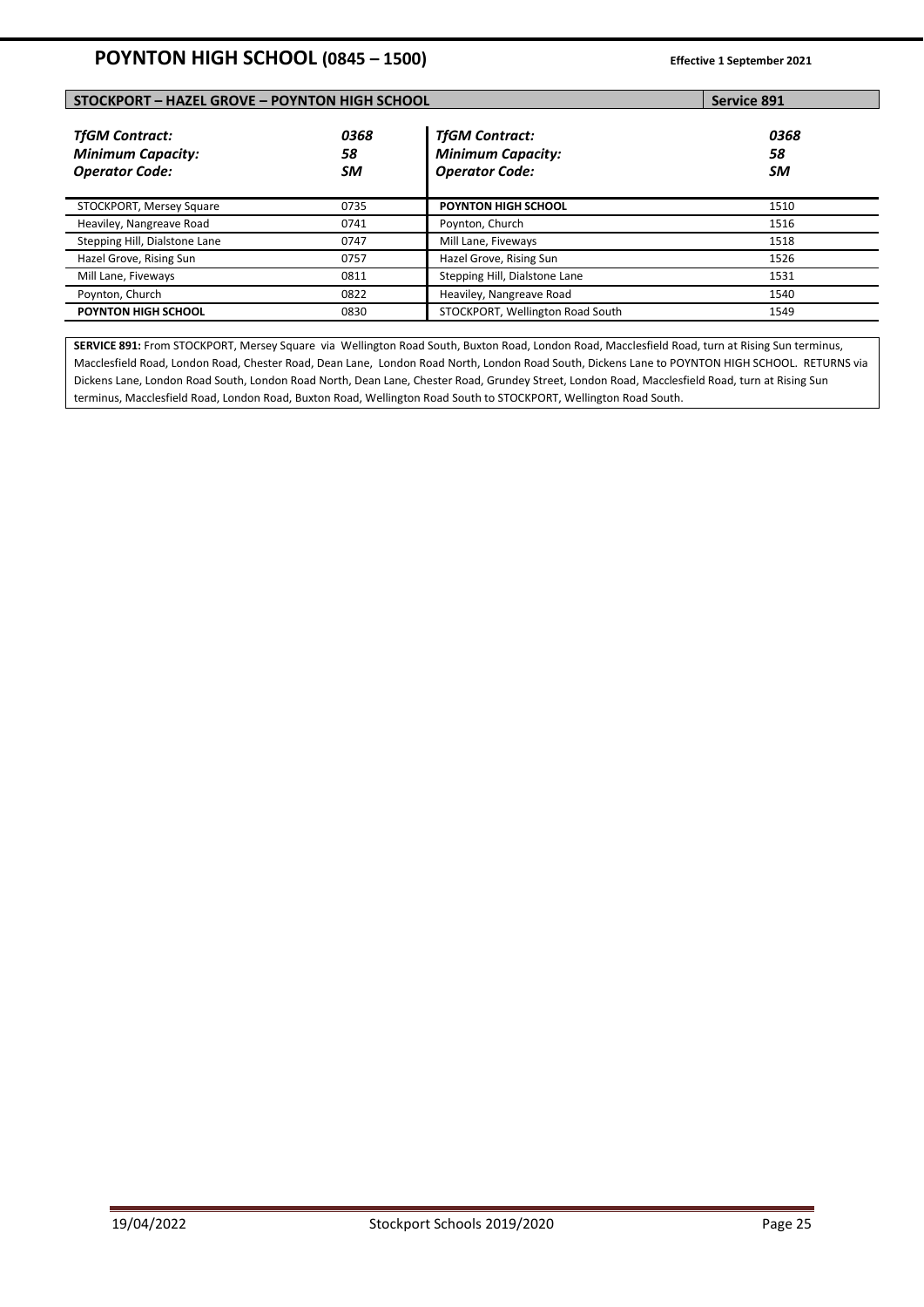# POYNTON HIGH SCHOOL (0845 – 1500)

**Effective 1 September 2021**

| STOCKPORT – HAZEL GROVE – POYNTON HIGH SCHOOL | | | Service 891 |
|---|---|---|---|
| ***TfGM Contract:*** | ***0368*** | ***TfGM Contract:*** | ***0368*** |
| ***Minimum Capacity:*** | ***58*** | ***Minimum Capacity:*** | ***58*** |
| ***Operator Code:*** | ***SM*** | ***Operator Code:*** | ***SM*** |
| STOCKPORT, Mersey Square | 0735 | **POYNTON HIGH SCHOOL** | 1510 |
| Heaviley, Nangreave Road | 0741 | Poynton, Church | 1516 |
| Stepping Hill, Dialstone Lane | 0747 | Mill Lane, Fiveways | 1518 |
| Hazel Grove, Rising Sun | 0757 | Hazel Grove, Rising Sun | 1526 |
| Mill Lane, Fiveways | 0811 | Stepping Hill, Dialstone Lane | 1531 |
| Poynton, Church | 0822 | Heaviley, Nangreave Road | 1540 |
| **POYNTON HIGH SCHOOL** | 0830 | STOCKPORT, Wellington Road South | 1549 |

**SERVICE 891:** From STOCKPORT, Mersey Square via Wellington Road South, Buxton Road, London Road, Macclesfield Road, turn at Rising Sun terminus, Macclesfield Road, London Road, Chester Road, Dean Lane, London Road North, London Road South, Dickens Lane to POYNTON HIGH SCHOOL. RETURNS via Dickens Lane, London Road South, London Road North, Dean Lane, Chester Road, Grundey Street, London Road, Macclesfield Road, turn at Rising Sun terminus, Macclesfield Road, London Road, Buxton Road, Wellington Road South to STOCKPORT, Wellington Road South.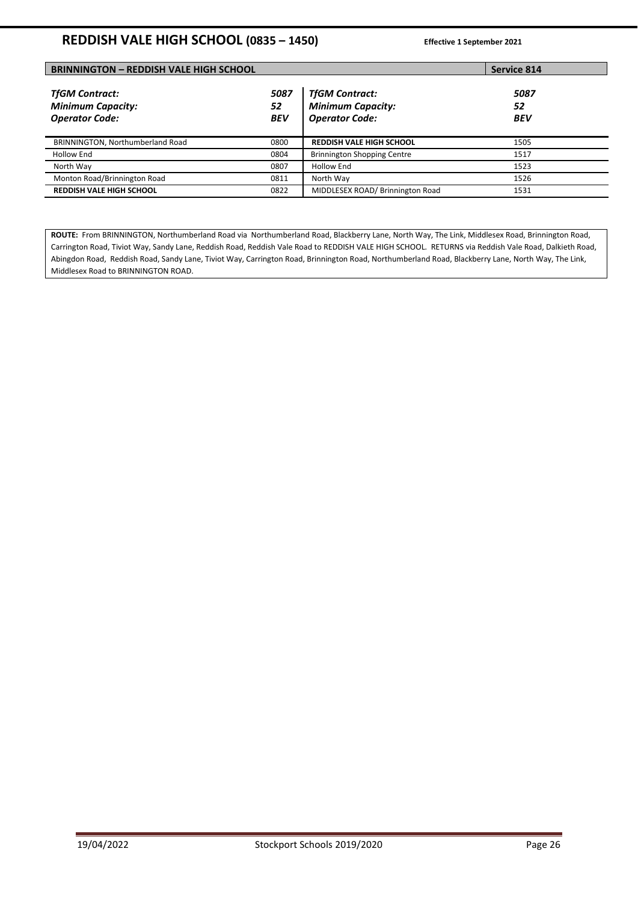# REDDISH VALE HIGH SCHOOL (0835 – 1450)

**Effective 1 September 2021**

| **BRINNINGTON – REDDISH VALE HIGH SCHOOL** | | | **Service 814** |
|---|---|---|---|
| ***TfGM Contract:*** | ***5087*** | ***TfGM Contract:*** | ***5087*** |
| ***Minimum Capacity:*** | ***52*** | ***Minimum Capacity:*** | ***52*** |
| ***Operator Code:*** | ***BEV*** | ***Operator Code:*** | ***BEV*** |
| BRINNINGTON, Northumberland Road | 0800 | **REDDISH VALE HIGH SCHOOL** | 1505 |
| Hollow End | 0804 | Brinnington Shopping Centre | 1517 |
| North Way | 0807 | Hollow End | 1523 |
| Monton Road/Brinnington Road | 0811 | North Way | 1526 |
| **REDDISH VALE HIGH SCHOOL** | 0822 | MIDDLESEX ROAD/ Brinnington Road | 1531 |

**ROUTE:** From BRINNINGTON, Northumberland Road via Northumberland Road, Blackberry Lane, North Way, The Link, Middlesex Road, Brinnington Road, Carrington Road, Tiviot Way, Sandy Lane, Reddish Road, Reddish Vale Road to REDDISH VALE HIGH SCHOOL. RETURNS via Reddish Vale Road, Dalkieth Road, Abingdon Road, Reddish Road, Sandy Lane, Tiviot Way, Carrington Road, Brinnington Road, Northumberland Road, Blackberry Lane, North Way, The Link, Middlesex Road to BRINNINGTON ROAD.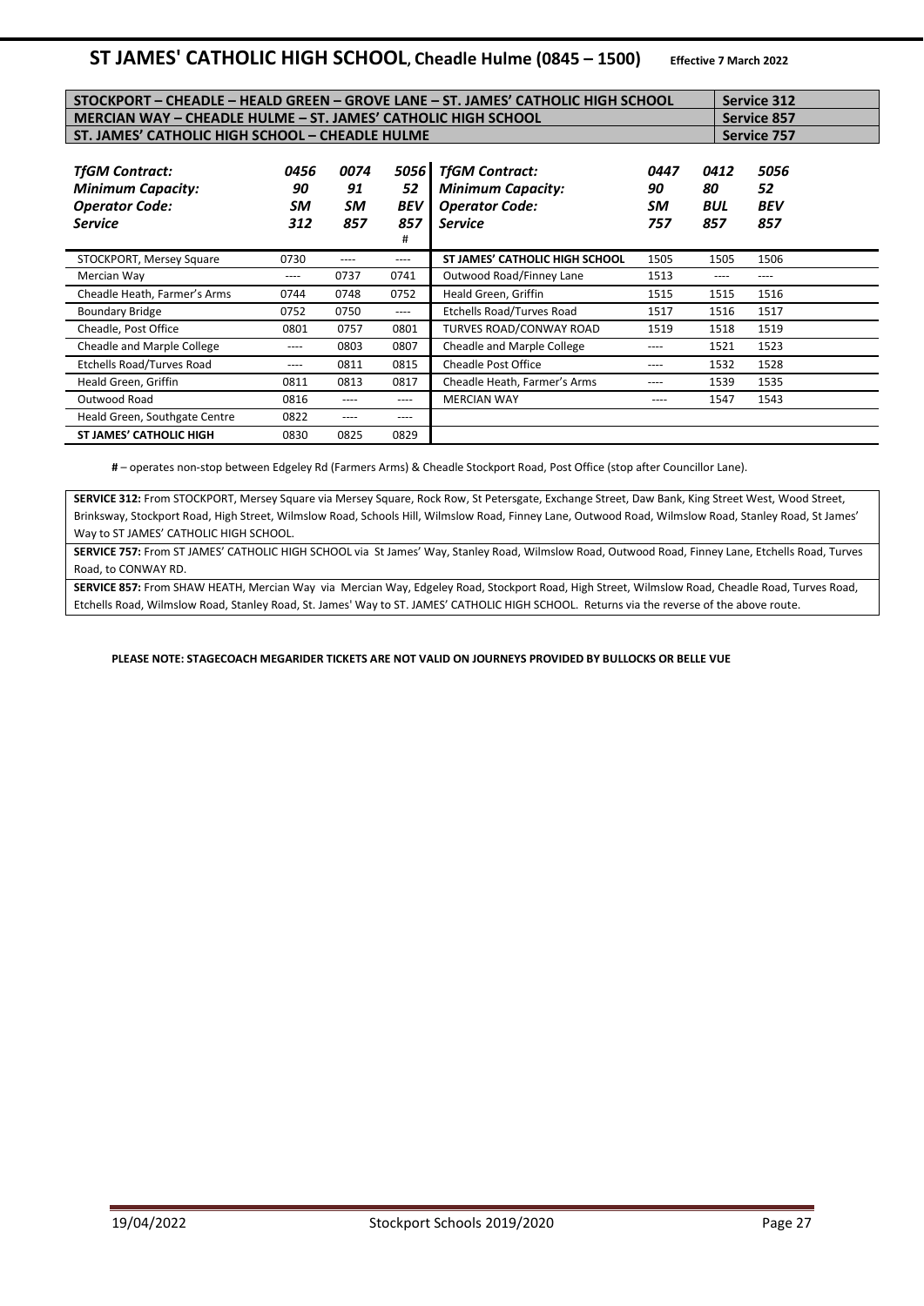## ST JAMES' CATHOLIC HIGH SCHOOL, Cheadle Hulme (0845 – 1500)

**Effective 7 March 2022**

| | |
|---|---|
| **STOCKPORT – CHEADLE – HEALD GREEN – GROVE LANE – ST. JAMES' CATHOLIC HIGH SCHOOL** | **Service 312** |
| **MERCIAN WAY – CHEADLE HULME – ST. JAMES' CATHOLIC HIGH SCHOOL** | **Service 857** |
| **ST. JAMES' CATHOLIC HIGH SCHOOL – CHEADLE HULME** | **Service 757** |

| ***TfGM Contract:*** | ***0456*** | ***0074*** | ***5056*** | ***TfGM Contract:*** | ***0447*** | ***0412*** | ***5056*** |
|---|---|---|---|---|---|---|---|
| ***Minimum Capacity:*** | ***90*** | ***91*** | ***52*** | ***Minimum Capacity:*** | ***90*** | ***80*** | ***52*** |
| ***Operator Code:*** | ***SM*** | ***SM*** | ***BEV*** | ***Operator Code:*** | ***SM*** | ***BUL*** | ***BEV*** |
| ***Service*** | ***312*** | ***857*** | ***857*** # | ***Service*** | ***757*** | ***857*** | ***857*** |
| STOCKPORT, Mersey Square | 0730 | ---- | ---- | **ST JAMES' CATHOLIC HIGH SCHOOL** | 1505 | 1505 | 1506 |
| Mercian Way | ---- | 0737 | 0741 | Outwood Road/Finney Lane | 1513 | ---- | ---- |
| Cheadle Heath, Farmer's Arms | 0744 | 0748 | 0752 | Heald Green, Griffin | 1515 | 1515 | 1516 |
| Boundary Bridge | 0752 | 0750 | ---- | Etchells Road/Turves Road | 1517 | 1516 | 1517 |
| Cheadle, Post Office | 0801 | 0757 | 0801 | TURVES ROAD/CONWAY ROAD | 1519 | 1518 | 1519 |
| Cheadle and Marple College | ---- | 0803 | 0807 | Cheadle and Marple College | ---- | 1521 | 1523 |
| Etchells Road/Turves Road | ---- | 0811 | 0815 | Cheadle Post Office | ---- | 1532 | 1528 |
| Heald Green, Griffin | 0811 | 0813 | 0817 | Cheadle Heath, Farmer's Arms | ---- | 1539 | 1535 |
| Outwood Road | 0816 | ---- | ---- | MERCIAN WAY | ---- | 1547 | 1543 |
| Heald Green, Southgate Centre | 0822 | ---- | ---- | | | | |
| **ST JAMES' CATHOLIC HIGH** | 0830 | 0825 | 0829 | | | | |

**#** – operates non-stop between Edgeley Rd (Farmers Arms) & Cheadle Stockport Road, Post Office (stop after Councillor Lane).

**SERVICE 312:** From STOCKPORT, Mersey Square via Mersey Square, Rock Row, St Petersgate, Exchange Street, Daw Bank, King Street West, Wood Street, Brinksway, Stockport Road, High Street, Wilmslow Road, Schools Hill, Wilmslow Road, Finney Lane, Outwood Road, Wilmslow Road, Stanley Road, St James' Way to ST JAMES' CATHOLIC HIGH SCHOOL.

**SERVICE 757:** From ST JAMES' CATHOLIC HIGH SCHOOL via St James' Way, Stanley Road, Wilmslow Road, Outwood Road, Finney Lane, Etchells Road, Turves Road, to CONWAY RD.

**SERVICE 857:** From SHAW HEATH, Mercian Way via Mercian Way, Edgeley Road, Stockport Road, High Street, Wilmslow Road, Cheadle Road, Turves Road, Etchells Road, Wilmslow Road, Stanley Road, St. James' Way to ST. JAMES' CATHOLIC HIGH SCHOOL. Returns via the reverse of the above route.

**PLEASE NOTE: STAGECOACH MEGARIDER TICKETS ARE NOT VALID ON JOURNEYS PROVIDED BY BULLOCKS OR BELLE VUE**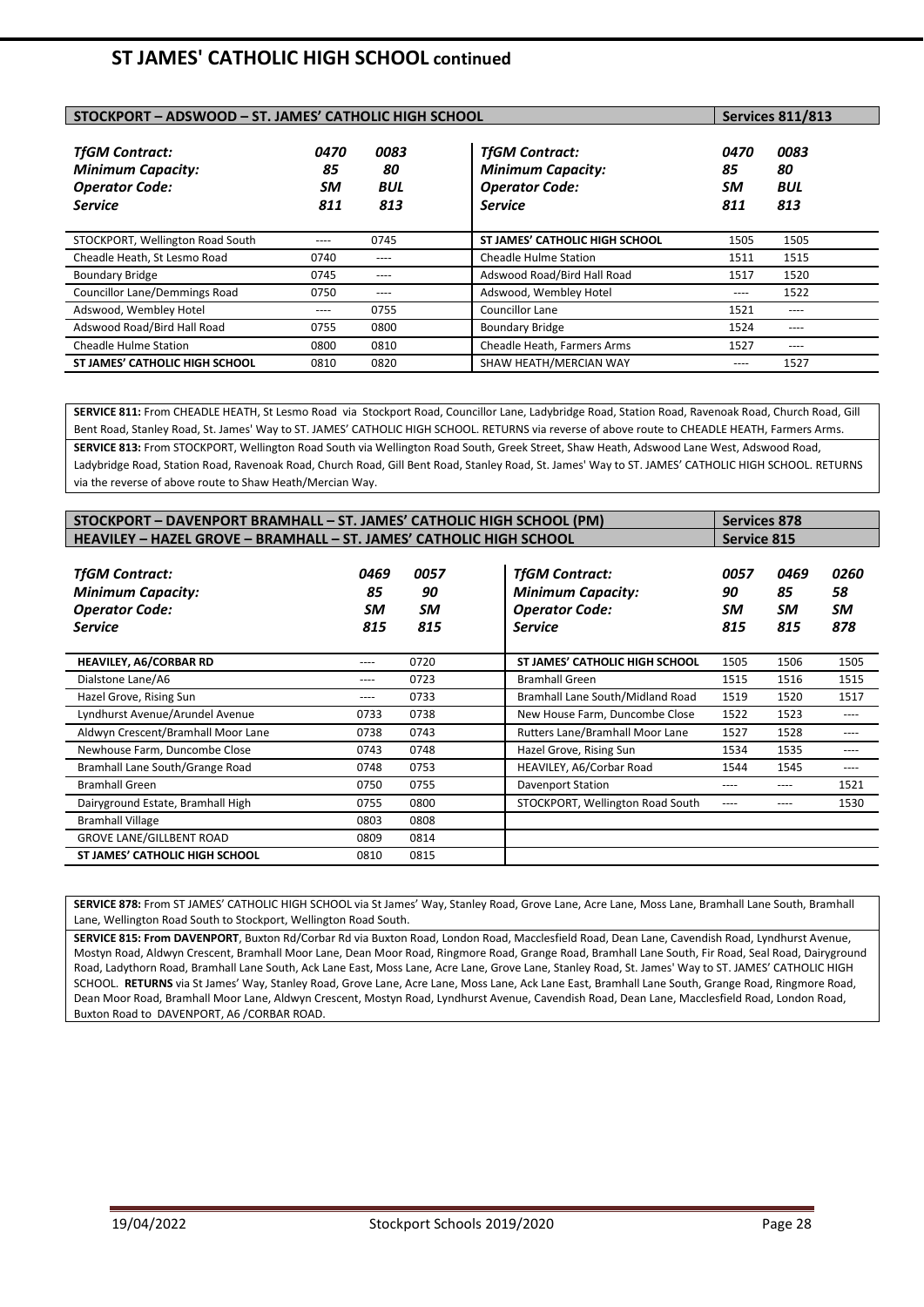# ST JAMES' CATHOLIC HIGH SCHOOL continued

| STOCKPORT – ADSWOOD – ST. JAMES' CATHOLIC HIGH SCHOOL | | | | | Services 811/813 |
|---|---|---|---|---|---|
| ***TfGM Contract:*** | ***0470*** | ***0083*** | ***TfGM Contract:*** | ***0470*** | ***0083*** |
| ***Minimum Capacity:*** | ***85*** | ***80*** | ***Minimum Capacity:*** | ***85*** | ***80*** |
| ***Operator Code:*** | ***SM*** | ***BUL*** | ***Operator Code:*** | ***SM*** | ***BUL*** |
| ***Service*** | ***811*** | ***813*** | ***Service*** | ***811*** | ***813*** |
| STOCKPORT, Wellington Road South | ---- | 0745 | **ST JAMES' CATHOLIC HIGH SCHOOL** | 1505 | 1505 |
| Cheadle Heath, St Lesmo Road | 0740 | ---- | Cheadle Hulme Station | 1511 | 1515 |
| Boundary Bridge | 0745 | ---- | Adswood Road/Bird Hall Road | 1517 | 1520 |
| Councillor Lane/Demmings Road | 0750 | ---- | Adswood, Wembley Hotel | ---- | 1522 |
| Adswood, Wembley Hotel | ---- | 0755 | Councillor Lane | 1521 | ---- |
| Adswood Road/Bird Hall Road | 0755 | 0800 | Boundary Bridge | 1524 | ---- |
| Cheadle Hulme Station | 0800 | 0810 | Cheadle Heath, Farmers Arms | 1527 | ---- |
| **ST JAMES' CATHOLIC HIGH SCHOOL** | 0810 | 0820 | SHAW HEATH/MERCIAN WAY | ---- | 1527 |

**SERVICE 811:** From CHEADLE HEATH, St Lesmo Road via Stockport Road, Councillor Lane, Ladybridge Road, Station Road, Ravenoak Road, Church Road, Gill Bent Road, Stanley Road, St. James' Way to ST. JAMES' CATHOLIC HIGH SCHOOL. RETURNS via reverse of above route to CHEADLE HEATH, Farmers Arms.

**SERVICE 813:** From STOCKPORT, Wellington Road South via Wellington Road South, Greek Street, Shaw Heath, Adswood Lane West, Adswood Road, Ladybridge Road, Station Road, Ravenoak Road, Church Road, Gill Bent Road, Stanley Road, St. James' Way to ST. JAMES' CATHOLIC HIGH SCHOOL. RETURNS via the reverse of above route to Shaw Heath/Mercian Way.

| STOCKPORT – DAVENPORT BRAMHALL – ST. JAMES' CATHOLIC HIGH SCHOOL (PM) | | | | | | Services 878 |
|---|---|---|---|---|---|---|
| HEAVILEY – HAZEL GROVE – BRAMHALL – ST. JAMES' CATHOLIC HIGH SCHOOL | | | | | | Service 815 |
| ***TfGM Contract:*** | ***0469*** | ***0057*** | ***TfGM Contract:*** | ***0057*** | ***0469*** | ***0260*** |
| ***Minimum Capacity:*** | ***85*** | ***90*** | ***Minimum Capacity:*** | ***90*** | ***85*** | ***58*** |
| ***Operator Code:*** | ***SM*** | ***SM*** | ***Operator Code:*** | ***SM*** | ***SM*** | ***SM*** |
| ***Service*** | ***815*** | ***815*** | ***Service*** | ***815*** | ***815*** | ***878*** |
| **HEAVILEY, A6/CORBAR RD** | ---- | 0720 | **ST JAMES' CATHOLIC HIGH SCHOOL** | 1505 | 1506 | 1505 |
| Dialstone Lane/A6 | ---- | 0723 | Bramhall Green | 1515 | 1516 | 1515 |
| Hazel Grove, Rising Sun | ---- | 0733 | Bramhall Lane South/Midland Road | 1519 | 1520 | 1517 |
| Lyndhurst Avenue/Arundel Avenue | 0733 | 0738 | New House Farm, Duncombe Close | 1522 | 1523 | ---- |
| Aldwyn Crescent/Bramhall Moor Lane | 0738 | 0743 | Rutters Lane/Bramhall Moor Lane | 1527 | 1528 | ---- |
| Newhouse Farm, Duncombe Close | 0743 | 0748 | Hazel Grove, Rising Sun | 1534 | 1535 | ---- |
| Bramhall Lane South/Grange Road | 0748 | 0753 | HEAVILEY, A6/Corbar Road | 1544 | 1545 | ---- |
| Bramhall Green | 0750 | 0755 | Davenport Station | ---- | ---- | 1521 |
| Dairyground Estate, Bramhall High | 0755 | 0800 | STOCKPORT, Wellington Road South | ---- | ---- | 1530 |
| Bramhall Village | 0803 | 0808 | | | | |
| GROVE LANE/GILLBENT ROAD | 0809 | 0814 | | | | |
| **ST JAMES' CATHOLIC HIGH SCHOOL** | 0810 | 0815 | | | | |

**SERVICE 878:** From ST JAMES' CATHOLIC HIGH SCHOOL via St James' Way, Stanley Road, Grove Lane, Acre Lane, Moss Lane, Bramhall Lane South, Bramhall Lane, Wellington Road South to Stockport, Wellington Road South.

**SERVICE 815: From DAVENPORT**, Buxton Rd/Corbar Rd via Buxton Road, London Road, Macclesfield Road, Dean Lane, Cavendish Road, Lyndhurst Avenue, Mostyn Road, Aldwyn Crescent, Bramhall Moor Lane, Dean Moor Road, Ringmore Road, Grange Road, Bramhall Lane South, Fir Road, Seal Road, Dairyground Road, Ladythorn Road, Bramhall Lane South, Ack Lane East, Moss Lane, Acre Lane, Grove Lane, Stanley Road, St. James' Way to ST. JAMES' CATHOLIC HIGH SCHOOL. **RETURNS** via St James' Way, Stanley Road, Grove Lane, Acre Lane, Moss Lane, Ack Lane East, Bramhall Lane South, Grange Road, Ringmore Road, Dean Moor Road, Bramhall Moor Lane, Aldwyn Crescent, Mostyn Road, Lyndhurst Avenue, Cavendish Road, Dean Lane, Macclesfield Road, London Road, Buxton Road to DAVENPORT, A6 /CORBAR ROAD.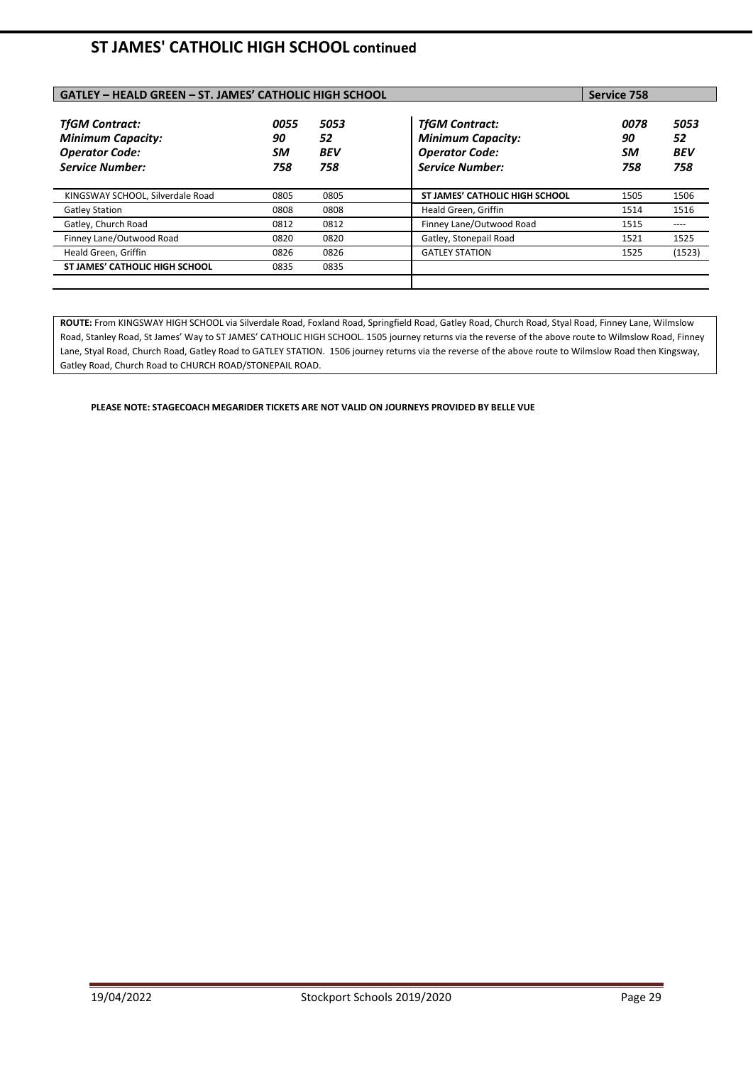# ST JAMES' CATHOLIC HIGH SCHOOL continued

| GATLEY – HEALD GREEN – ST. JAMES' CATHOLIC HIGH SCHOOL | | | | | Service 758 |
|---|---|---|---|---|---|
| ***TfGM Contract:*** | ***0055*** | ***5053*** | ***TfGM Contract:*** | ***0078*** | ***5053*** |
| ***Minimum Capacity:*** | ***90*** | ***52*** | ***Minimum Capacity:*** | ***90*** | ***52*** |
| ***Operator Code:*** | ***SM*** | ***BEV*** | ***Operator Code:*** | ***SM*** | ***BEV*** |
| ***Service Number:*** | ***758*** | ***758*** | ***Service Number:*** | ***758*** | ***758*** |
| KINGSWAY SCHOOL, Silverdale Road | 0805 | 0805 | **ST JAMES' CATHOLIC HIGH SCHOOL** | 1505 | 1506 |
| Gatley Station | 0808 | 0808 | Heald Green, Griffin | 1514 | 1516 |
| Gatley, Church Road | 0812 | 0812 | Finney Lane/Outwood Road | 1515 | ---- |
| Finney Lane/Outwood Road | 0820 | 0820 | Gatley, Stonepail Road | 1521 | 1525 |
| Heald Green, Griffin | 0826 | 0826 | GATLEY STATION | 1525 | (1523) |
| **ST JAMES' CATHOLIC HIGH SCHOOL** | 0835 | 0835 | | | |

**ROUTE:** From KINGSWAY HIGH SCHOOL via Silverdale Road, Foxland Road, Springfield Road, Gatley Road, Church Road, Styal Road, Finney Lane, Wilmslow Road, Stanley Road, St James' Way to ST JAMES' CATHOLIC HIGH SCHOOL. 1505 journey returns via the reverse of the above route to Wilmslow Road, Finney Lane, Styal Road, Church Road, Gatley Road to GATLEY STATION. 1506 journey returns via the reverse of the above route to Wilmslow Road then Kingsway, Gatley Road, Church Road to CHURCH ROAD/STONEPAIL ROAD.

**PLEASE NOTE: STAGECOACH MEGARIDER TICKETS ARE NOT VALID ON JOURNEYS PROVIDED BY BELLE VUE**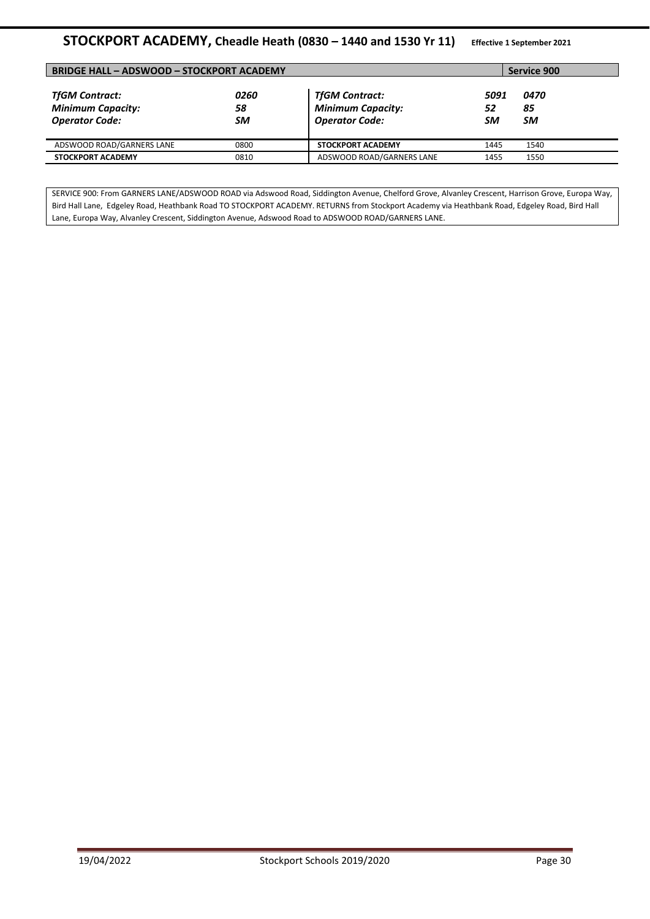# STOCKPORT ACADEMY, Cheadle Heath (0830 – 1440 and 1530 Yr 11) Effective 1 September 2021

| BRIDGE HALL – ADSWOOD – STOCKPORT ACADEMY | | | | Service 900 |
|---|---|---|---|---|
| ***TfGM Contract:*** | ***0260*** | ***TfGM Contract:*** | ***5091*** | ***0470*** |
| ***Minimum Capacity:*** | ***58*** | ***Minimum Capacity:*** | ***52*** | ***85*** |
| ***Operator Code:*** | ***SM*** | ***Operator Code:*** | ***SM*** | ***SM*** |
| ADSWOOD ROAD/GARNERS LANE | 0800 | **STOCKPORT ACADEMY** | 1445 | 1540 |
| **STOCKPORT ACADEMY** | 0810 | ADSWOOD ROAD/GARNERS LANE | 1455 | 1550 |

SERVICE 900: From GARNERS LANE/ADSWOOD ROAD via Adswood Road, Siddington Avenue, Chelford Grove, Alvanley Crescent, Harrison Grove, Europa Way, Bird Hall Lane, Edgeley Road, Heathbank Road TO STOCKPORT ACADEMY. RETURNS from Stockport Academy via Heathbank Road, Edgeley Road, Bird Hall Lane, Europa Way, Alvanley Crescent, Siddington Avenue, Adswood Road to ADSWOOD ROAD/GARNERS LANE.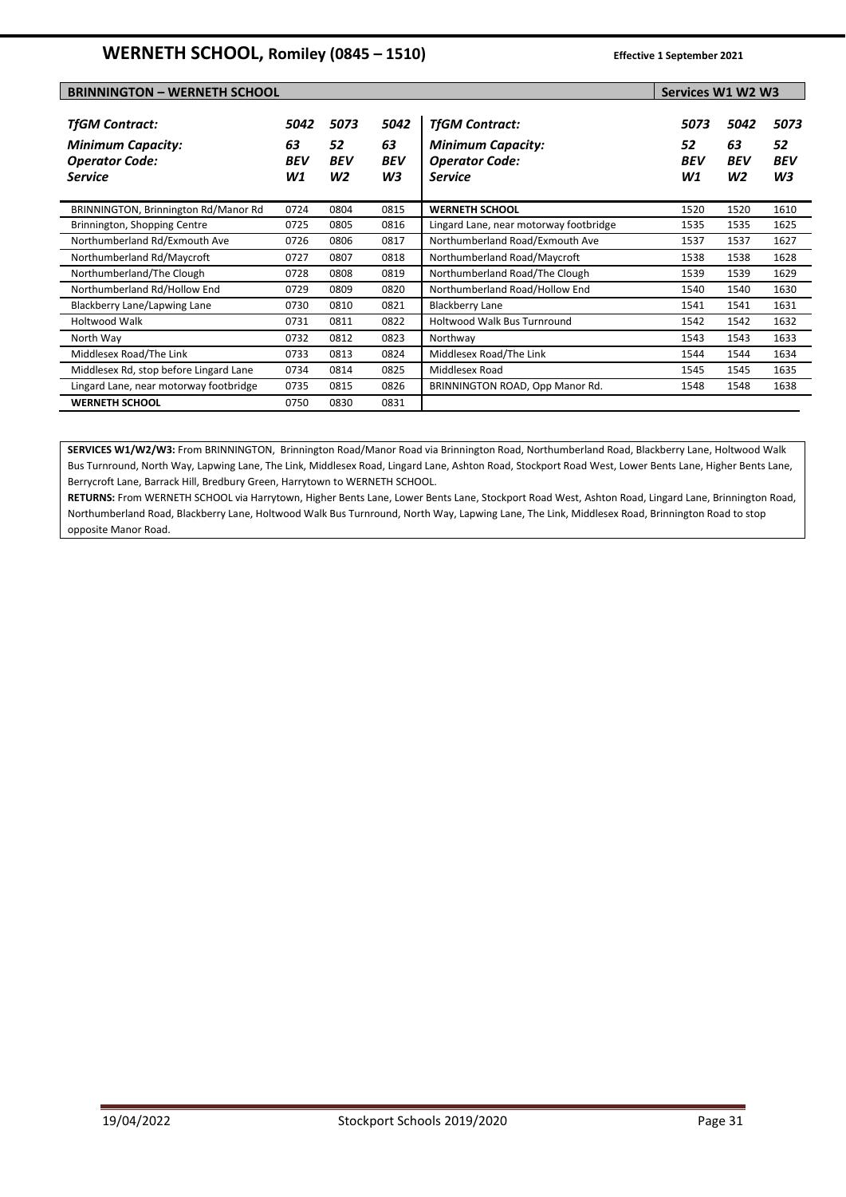## WERNETH SCHOOL, Romiley (0845 – 1510)

**Effective 1 September 2021**

| BRINNINGTON – WERNETH SCHOOL | | | | | | | | Services W1 W2 W3 |
|---|---|---|---|---|---|---|---|---|
| ***TfGM Contract:*** | ***5042*** | ***5073*** | ***5042*** | | ***TfGM Contract:*** | ***5073*** | ***5042*** | ***5073*** |
| ***Minimum Capacity:*** | ***63*** | ***52*** | ***63*** | | ***Minimum Capacity:*** | ***52*** | ***63*** | ***52*** |
| ***Operator Code:*** | ***BEV*** | ***BEV*** | ***BEV*** | | ***Operator Code:*** | ***BEV*** | ***BEV*** | ***BEV*** |
| ***Service*** | ***W1*** | ***W2*** | ***W3*** | | ***Service*** | ***W1*** | ***W2*** | ***W3*** |
| BRINNINGTON, Brinnington Rd/Manor Rd | 0724 | 0804 | 0815 | | **WERNETH SCHOOL** | 1520 | 1520 | 1610 |
| Brinnington, Shopping Centre | 0725 | 0805 | 0816 | | Lingard Lane, near motorway footbridge | 1535 | 1535 | 1625 |
| Northumberland Rd/Exmouth Ave | 0726 | 0806 | 0817 | | Northumberland Road/Exmouth Ave | 1537 | 1537 | 1627 |
| Northumberland Rd/Maycroft | 0727 | 0807 | 0818 | | Northumberland Road/Maycroft | 1538 | 1538 | 1628 |
| Northumberland/The Clough | 0728 | 0808 | 0819 | | Northumberland Road/The Clough | 1539 | 1539 | 1629 |
| Northumberland Rd/Hollow End | 0729 | 0809 | 0820 | | Northumberland Road/Hollow End | 1540 | 1540 | 1630 |
| Blackberry Lane/Lapwing Lane | 0730 | 0810 | 0821 | | Blackberry Lane | 1541 | 1541 | 1631 |
| Holtwood Walk | 0731 | 0811 | 0822 | | Holtwood Walk Bus Turnround | 1542 | 1542 | 1632 |
| North Way | 0732 | 0812 | 0823 | | Northway | 1543 | 1543 | 1633 |
| Middlesex Road/The Link | 0733 | 0813 | 0824 | | Middlesex Road/The Link | 1544 | 1544 | 1634 |
| Middlesex Rd, stop before Lingard Lane | 0734 | 0814 | 0825 | | Middlesex Road | 1545 | 1545 | 1635 |
| Lingard Lane, near motorway footbridge | 0735 | 0815 | 0826 | | BRINNINGTON ROAD, Opp Manor Rd. | 1548 | 1548 | 1638 |
| **WERNETH SCHOOL** | 0750 | 0830 | 0831 | | | | | |

**SERVICES W1/W2/W3:** From BRINNINGTON, Brinnington Road/Manor Road via Brinnington Road, Northumberland Road, Blackberry Lane, Holtwood Walk Bus Turnround, North Way, Lapwing Lane, The Link, Middlesex Road, Lingard Lane, Ashton Road, Stockport Road West, Lower Bents Lane, Higher Bents Lane, Berrycroft Lane, Barrack Hill, Bredbury Green, Harrytown to WERNETH SCHOOL.

**RETURNS:** From WERNETH SCHOOL via Harrytown, Higher Bents Lane, Lower Bents Lane, Stockport Road West, Ashton Road, Lingard Lane, Brinnington Road, Northumberland Road, Blackberry Lane, Holtwood Walk Bus Turnround, North Way, Lapwing Lane, The Link, Middlesex Road, Brinnington Road to stop opposite Manor Road.